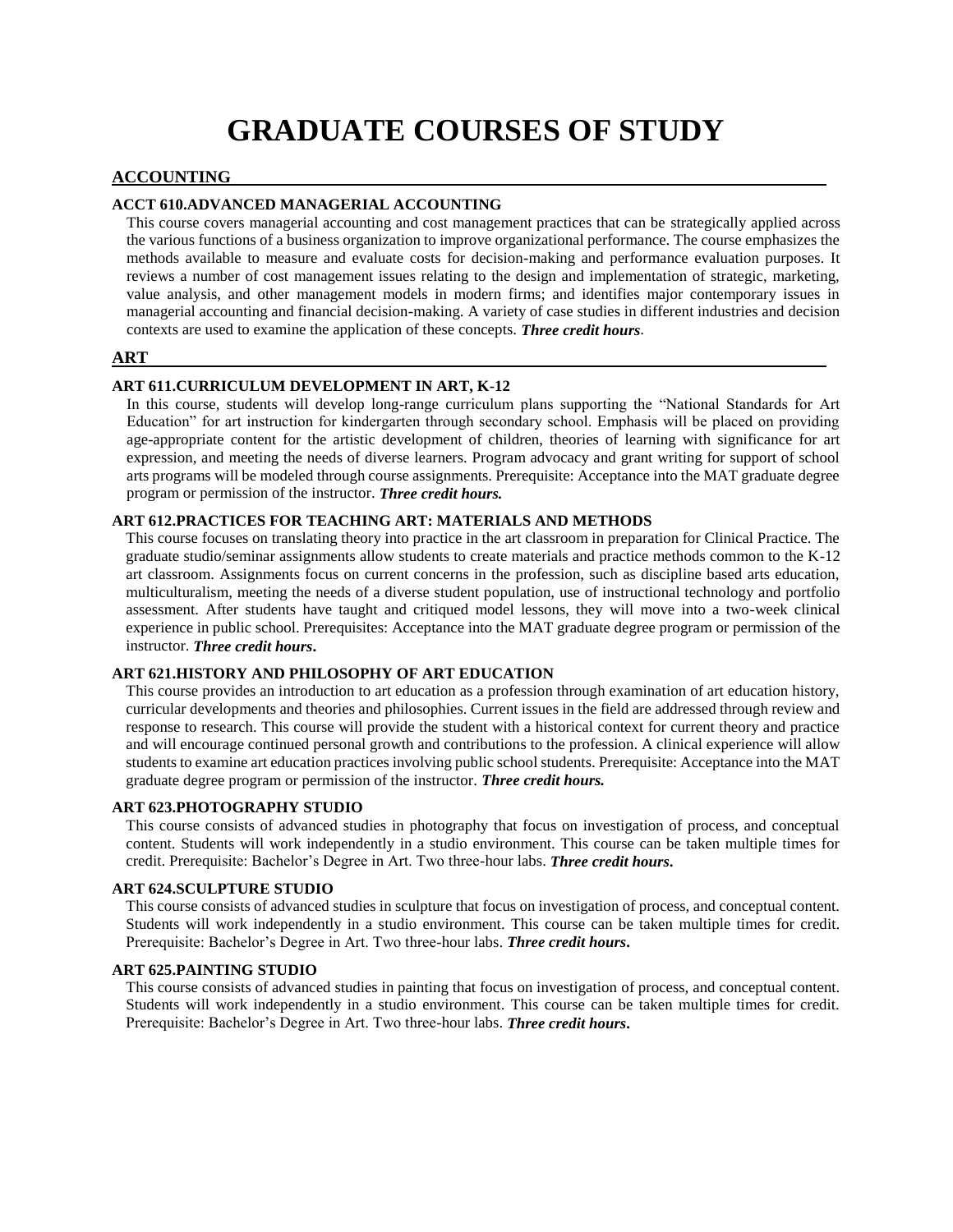# GRADUATE COURSES OF STUDY

## ACCOUNTING

### ACCT 610.ADVANCED MANAGERIAL ACCOUNTING

This course covers managerial accounting and cost management practices that can be strategically applied across the various functions of a business organization to improve organizational performance. The course emphasizes the methods available to measure and evaluate costs for decision-making and performance evaluation purposes. It reviews a number of cost management issues relating to the design and implementation of strategic, marketing, value analysis, and other management models in modern firms; and identifies major contemporary issues in managerial accounting and financial decision-making. A variety of case studies in different industries and decision contexts are used to examine the application of these concepts. ***Three credit hours***.

## ART

### ART 611.CURRICULUM DEVELOPMENT IN ART, K-12

In this course, students will develop long-range curriculum plans supporting the "National Standards for Art Education" for art instruction for kindergarten through secondary school. Emphasis will be placed on providing age-appropriate content for the artistic development of children, theories of learning with significance for art expression, and meeting the needs of diverse learners. Program advocacy and grant writing for support of school arts programs will be modeled through course assignments. Prerequisite: Acceptance into the MAT graduate degree program or permission of the instructor. ***Three credit hours.***

### ART 612.PRACTICES FOR TEACHING ART: MATERIALS AND METHODS

This course focuses on translating theory into practice in the art classroom in preparation for Clinical Practice. The graduate studio/seminar assignments allow students to create materials and practice methods common to the K-12 art classroom. Assignments focus on current concerns in the profession, such as discipline based arts education, multiculturalism, meeting the needs of a diverse student population, use of instructional technology and portfolio assessment. After students have taught and critiqued model lessons, they will move into a two-week clinical experience in public school. Prerequisites: Acceptance into the MAT graduate degree program or permission of the instructor. ***Three credit hours***.

### ART 621.HISTORY AND PHILOSOPHY OF ART EDUCATION

This course provides an introduction to art education as a profession through examination of art education history, curricular developments and theories and philosophies. Current issues in the field are addressed through review and response to research. This course will provide the student with a historical context for current theory and practice and will encourage continued personal growth and contributions to the profession. A clinical experience will allow students to examine art education practices involving public school students. Prerequisite: Acceptance into the MAT graduate degree program or permission of the instructor. ***Three credit hours.***

### ART 623.PHOTOGRAPHY STUDIO

This course consists of advanced studies in photography that focus on investigation of process, and conceptual content. Students will work independently in a studio environment. This course can be taken multiple times for credit. Prerequisite: Bachelor's Degree in Art. Two three-hour labs. ***Three credit hours***.

### ART 624.SCULPTURE STUDIO

This course consists of advanced studies in sculpture that focus on investigation of process, and conceptual content. Students will work independently in a studio environment. This course can be taken multiple times for credit. Prerequisite: Bachelor's Degree in Art. Two three-hour labs. ***Three credit hours***.

### ART 625.PAINTING STUDIO

This course consists of advanced studies in painting that focus on investigation of process, and conceptual content. Students will work independently in a studio environment. This course can be taken multiple times for credit. Prerequisite: Bachelor's Degree in Art. Two three-hour labs. ***Three credit hours***.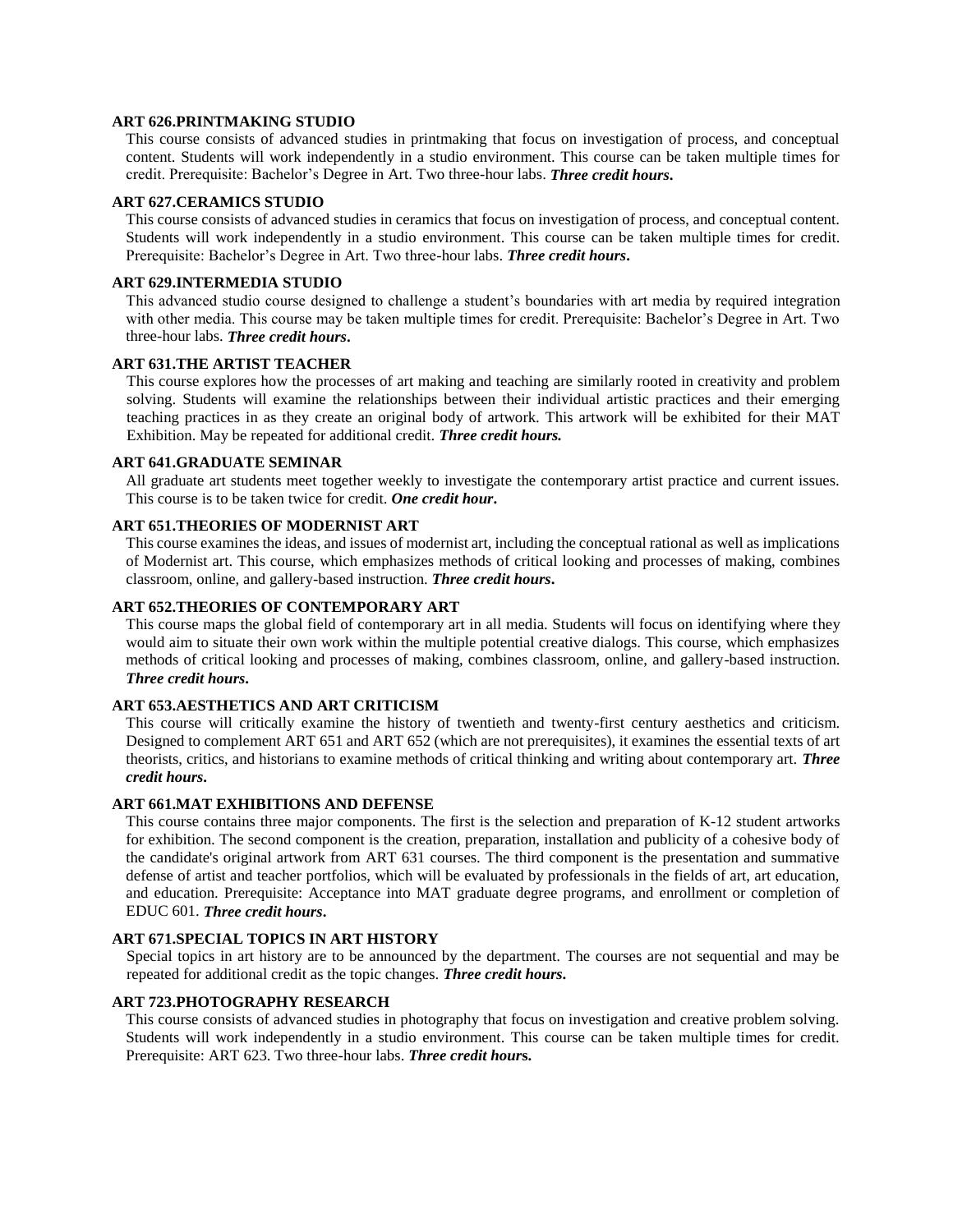### ART 626.PRINTMAKING STUDIO

This course consists of advanced studies in printmaking that focus on investigation of process, and conceptual content. Students will work independently in a studio environment. This course can be taken multiple times for credit. Prerequisite: Bachelor's Degree in Art. Two three-hour labs. ***Three credit hours.***

### ART 627.CERAMICS STUDIO

This course consists of advanced studies in ceramics that focus on investigation of process, and conceptual content. Students will work independently in a studio environment. This course can be taken multiple times for credit. Prerequisite: Bachelor's Degree in Art. Two three-hour labs. ***Three credit hours.***

### ART 629.INTERMEDIA STUDIO

This advanced studio course designed to challenge a student's boundaries with art media by required integration with other media. This course may be taken multiple times for credit. Prerequisite: Bachelor's Degree in Art. Two three-hour labs. ***Three credit hours.***

### ART 631.THE ARTIST TEACHER

This course explores how the processes of art making and teaching are similarly rooted in creativity and problem solving. Students will examine the relationships between their individual artistic practices and their emerging teaching practices in as they create an original body of artwork. This artwork will be exhibited for their MAT Exhibition. May be repeated for additional credit. ***Three credit hours.***

### ART 641.GRADUATE SEMINAR

All graduate art students meet together weekly to investigate the contemporary artist practice and current issues. This course is to be taken twice for credit. ***One credit hour.***

### ART 651.THEORIES OF MODERNIST ART

This course examines the ideas, and issues of modernist art, including the conceptual rational as well as implications of Modernist art. This course, which emphasizes methods of critical looking and processes of making, combines classroom, online, and gallery-based instruction. ***Three credit hours.***

### ART 652.THEORIES OF CONTEMPORARY ART

This course maps the global field of contemporary art in all media. Students will focus on identifying where they would aim to situate their own work within the multiple potential creative dialogs. This course, which emphasizes methods of critical looking and processes of making, combines classroom, online, and gallery-based instruction. ***Three credit hours.***

### ART 653.AESTHETICS AND ART CRITICISM

This course will critically examine the history of twentieth and twenty-first century aesthetics and criticism. Designed to complement ART 651 and ART 652 (which are not prerequisites), it examines the essential texts of art theorists, critics, and historians to examine methods of critical thinking and writing about contemporary art. ***Three credit hours.***

### ART 661.MAT EXHIBITIONS AND DEFENSE

This course contains three major components. The first is the selection and preparation of K-12 student artworks for exhibition. The second component is the creation, preparation, installation and publicity of a cohesive body of the candidate's original artwork from ART 631 courses. The third component is the presentation and summative defense of artist and teacher portfolios, which will be evaluated by professionals in the fields of art, art education, and education. Prerequisite: Acceptance into MAT graduate degree programs, and enrollment or completion of EDUC 601. ***Three credit hours.***

### ART 671.SPECIAL TOPICS IN ART HISTORY

Special topics in art history are to be announced by the department. The courses are not sequential and may be repeated for additional credit as the topic changes. ***Three credit hours.***

### ART 723.PHOTOGRAPHY RESEARCH

This course consists of advanced studies in photography that focus on investigation and creative problem solving. Students will work independently in a studio environment. This course can be taken multiple times for credit. Prerequisite: ART 623. Two three-hour labs. ***Three credit hours.***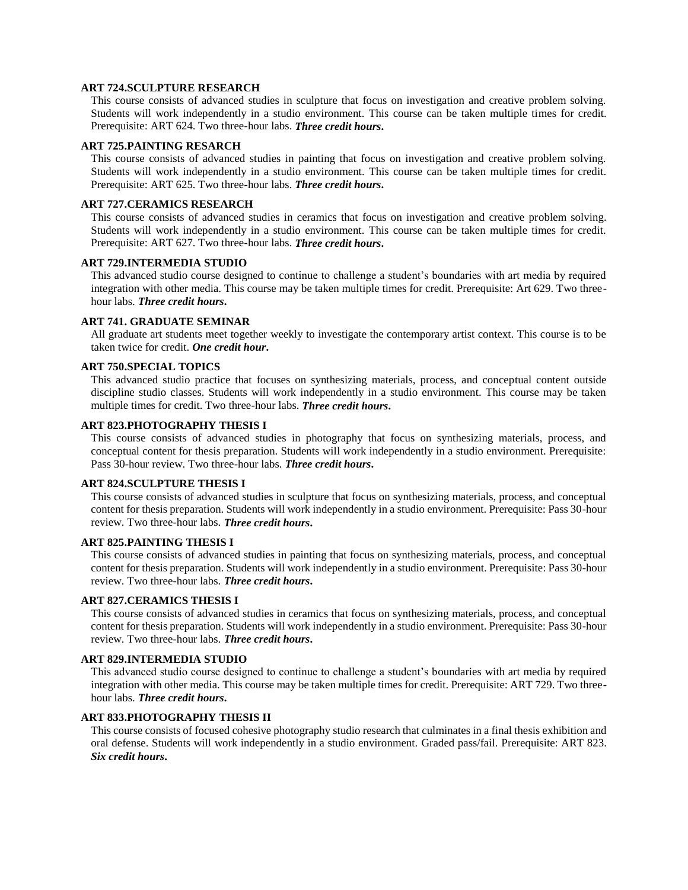### ART 724.SCULPTURE RESEARCH

This course consists of advanced studies in sculpture that focus on investigation and creative problem solving. Students will work independently in a studio environment. This course can be taken multiple times for credit. Prerequisite: ART 624. Two three-hour labs. ***Three credit hours.***

### ART 725.PAINTING RESARCH

This course consists of advanced studies in painting that focus on investigation and creative problem solving. Students will work independently in a studio environment. This course can be taken multiple times for credit. Prerequisite: ART 625. Two three-hour labs. ***Three credit hours.***

### ART 727.CERAMICS RESEARCH

This course consists of advanced studies in ceramics that focus on investigation and creative problem solving. Students will work independently in a studio environment. This course can be taken multiple times for credit. Prerequisite: ART 627. Two three-hour labs. ***Three credit hours.***

### ART 729.INTERMEDIA STUDIO

This advanced studio course designed to continue to challenge a student's boundaries with art media by required integration with other media. This course may be taken multiple times for credit. Prerequisite: Art 629. Two three-hour labs. ***Three credit hours.***

### ART 741. GRADUATE SEMINAR

All graduate art students meet together weekly to investigate the contemporary artist context. This course is to be taken twice for credit. ***One credit hour.***

### ART 750.SPECIAL TOPICS

This advanced studio practice that focuses on synthesizing materials, process, and conceptual content outside discipline studio classes. Students will work independently in a studio environment. This course may be taken multiple times for credit. Two three-hour labs. ***Three credit hours.***

### ART 823.PHOTOGRAPHY THESIS I

This course consists of advanced studies in photography that focus on synthesizing materials, process, and conceptual content for thesis preparation. Students will work independently in a studio environment. Prerequisite: Pass 30-hour review. Two three-hour labs. ***Three credit hours.***

### ART 824.SCULPTURE THESIS I

This course consists of advanced studies in sculpture that focus on synthesizing materials, process, and conceptual content for thesis preparation. Students will work independently in a studio environment. Prerequisite: Pass 30-hour review. Two three-hour labs. ***Three credit hours.***

### ART 825.PAINTING THESIS I

This course consists of advanced studies in painting that focus on synthesizing materials, process, and conceptual content for thesis preparation. Students will work independently in a studio environment. Prerequisite: Pass 30-hour review. Two three-hour labs. ***Three credit hours.***

### ART 827.CERAMICS THESIS I

This course consists of advanced studies in ceramics that focus on synthesizing materials, process, and conceptual content for thesis preparation. Students will work independently in a studio environment. Prerequisite: Pass 30-hour review. Two three-hour labs. ***Three credit hours.***

### ART 829.INTERMEDIA STUDIO

This advanced studio course designed to continue to challenge a student's boundaries with art media by required integration with other media. This course may be taken multiple times for credit. Prerequisite: ART 729. Two three-hour labs. ***Three credit hours.***

### ART 833.PHOTOGRAPHY THESIS II

This course consists of focused cohesive photography studio research that culminates in a final thesis exhibition and oral defense. Students will work independently in a studio environment. Graded pass/fail. Prerequisite: ART 823. ***Six credit hours.***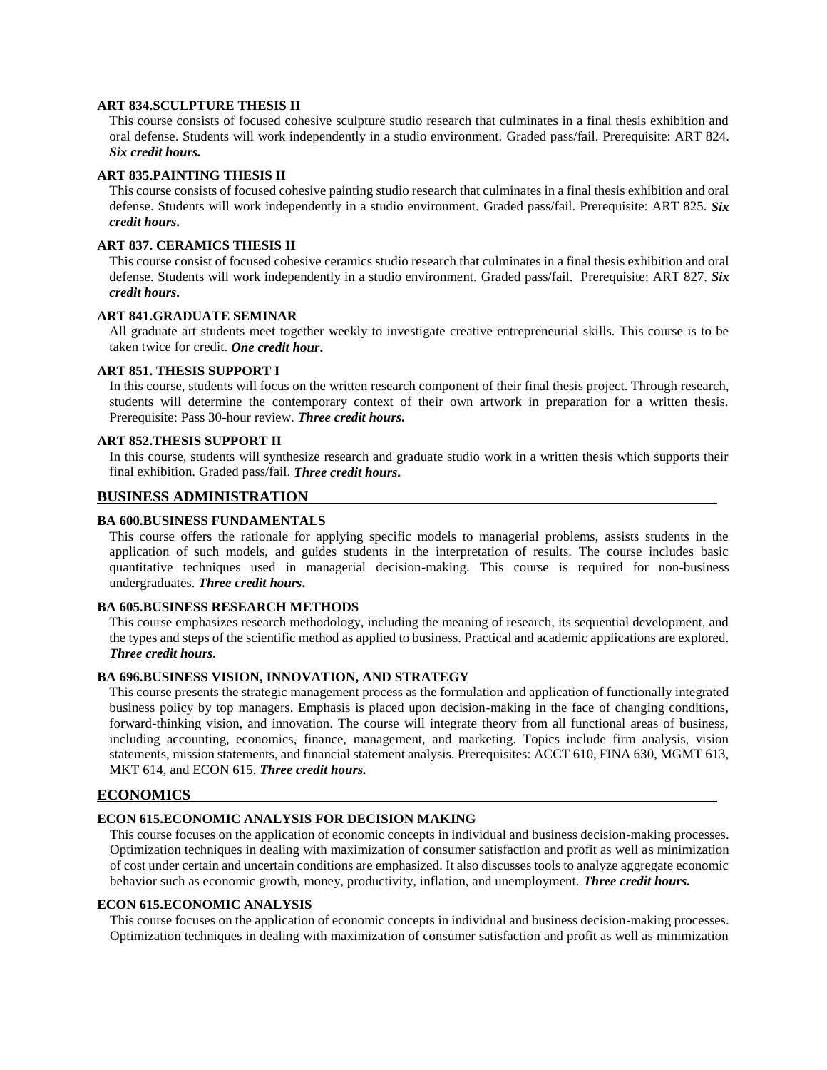#### ART 834.SCULPTURE THESIS II

This course consists of focused cohesive sculpture studio research that culminates in a final thesis exhibition and oral defense. Students will work independently in a studio environment. Graded pass/fail. Prerequisite: ART 824. ***Six credit hours.***

#### ART 835.PAINTING THESIS II

This course consists of focused cohesive painting studio research that culminates in a final thesis exhibition and oral defense. Students will work independently in a studio environment. Graded pass/fail. Prerequisite: ART 825. ***Six credit hours***.

#### ART 837. CERAMICS THESIS II

This course consist of focused cohesive ceramics studio research that culminates in a final thesis exhibition and oral defense. Students will work independently in a studio environment. Graded pass/fail. Prerequisite: ART 827. ***Six credit hours***.

#### ART 841.GRADUATE SEMINAR

All graduate art students meet together weekly to investigate creative entrepreneurial skills. This course is to be taken twice for credit. ***One credit hour***.

#### ART 851. THESIS SUPPORT I

In this course, students will focus on the written research component of their final thesis project. Through research, students will determine the contemporary context of their own artwork in preparation for a written thesis. Prerequisite: Pass 30-hour review. ***Three credit hours***.

#### ART 852.THESIS SUPPORT II

In this course, students will synthesize research and graduate studio work in a written thesis which supports their final exhibition. Graded pass/fail. ***Three credit hours***.

## BUSINESS ADMINISTRATION

#### BA 600.BUSINESS FUNDAMENTALS

This course offers the rationale for applying specific models to managerial problems, assists students in the application of such models, and guides students in the interpretation of results. The course includes basic quantitative techniques used in managerial decision-making. This course is required for non-business undergraduates. ***Three credit hours***.

#### BA 605.BUSINESS RESEARCH METHODS

This course emphasizes research methodology, including the meaning of research, its sequential development, and the types and steps of the scientific method as applied to business. Practical and academic applications are explored. ***Three credit hours***.

#### BA 696.BUSINESS VISION, INNOVATION, AND STRATEGY

This course presents the strategic management process as the formulation and application of functionally integrated business policy by top managers. Emphasis is placed upon decision-making in the face of changing conditions, forward-thinking vision, and innovation. The course will integrate theory from all functional areas of business, including accounting, economics, finance, management, and marketing. Topics include firm analysis, vision statements, mission statements, and financial statement analysis. Prerequisites: ACCT 610, FINA 630, MGMT 613, MKT 614, and ECON 615. ***Three credit hours.***

## ECONOMICS

#### ECON 615.ECONOMIC ANALYSIS FOR DECISION MAKING

This course focuses on the application of economic concepts in individual and business decision-making processes. Optimization techniques in dealing with maximization of consumer satisfaction and profit as well as minimization of cost under certain and uncertain conditions are emphasized. It also discusses tools to analyze aggregate economic behavior such as economic growth, money, productivity, inflation, and unemployment. ***Three credit hours.***

#### ECON 615.ECONOMIC ANALYSIS

This course focuses on the application of economic concepts in individual and business decision-making processes. Optimization techniques in dealing with maximization of consumer satisfaction and profit as well as minimization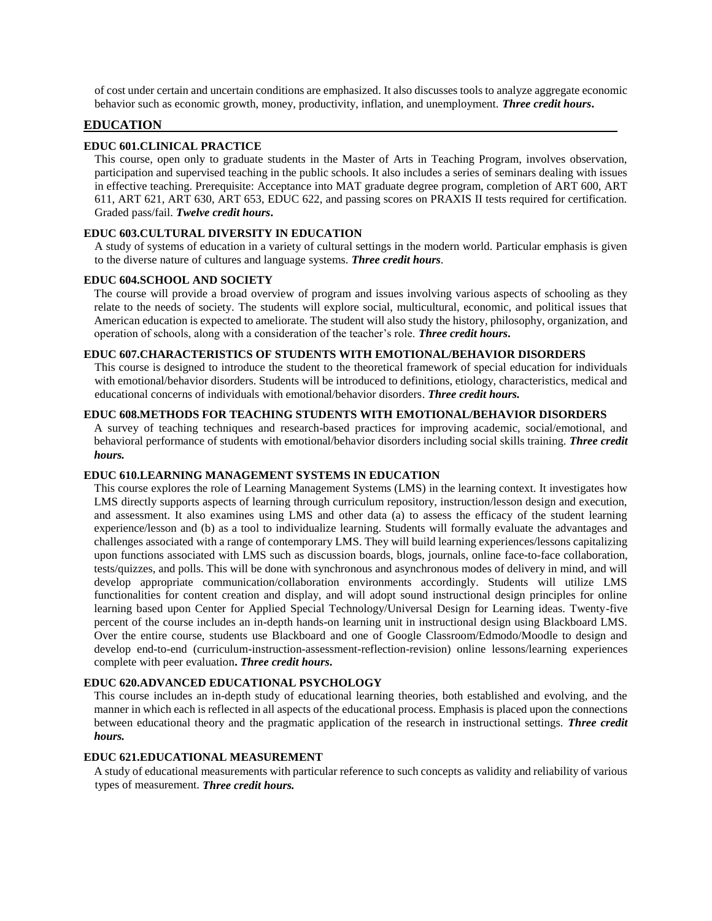of cost under certain and uncertain conditions are emphasized. It also discusses tools to analyze aggregate economic behavior such as economic growth, money, productivity, inflation, and unemployment. ***Three credit hours*.**

## EDUCATION

### EDUC 601.CLINICAL PRACTICE

This course, open only to graduate students in the Master of Arts in Teaching Program, involves observation, participation and supervised teaching in the public schools. It also includes a series of seminars dealing with issues in effective teaching. Prerequisite: Acceptance into MAT graduate degree program, completion of ART 600, ART 611, ART 621, ART 630, ART 653, EDUC 622, and passing scores on PRAXIS II tests required for certification. Graded pass/fail. ***Twelve credit hours*.**

### EDUC 603.CULTURAL DIVERSITY IN EDUCATION

A study of systems of education in a variety of cultural settings in the modern world. Particular emphasis is given to the diverse nature of cultures and language systems. ***Three credit hours***.

### EDUC 604.SCHOOL AND SOCIETY

The course will provide a broad overview of program and issues involving various aspects of schooling as they relate to the needs of society. The students will explore social, multicultural, economic, and political issues that American education is expected to ameliorate. The student will also study the history, philosophy, organization, and operation of schools, along with a consideration of the teacher's role. ***Three credit hours*.**

### EDUC 607.CHARACTERISTICS OF STUDENTS WITH EMOTIONAL/BEHAVIOR DISORDERS

This course is designed to introduce the student to the theoretical framework of special education for individuals with emotional/behavior disorders. Students will be introduced to definitions, etiology, characteristics, medical and educational concerns of individuals with emotional/behavior disorders. ***Three credit hours.***

### EDUC 608.METHODS FOR TEACHING STUDENTS WITH EMOTIONAL/BEHAVIOR DISORDERS

A survey of teaching techniques and research-based practices for improving academic, social/emotional, and behavioral performance of students with emotional/behavior disorders including social skills training. ***Three credit hours.***

### EDUC 610.LEARNING MANAGEMENT SYSTEMS IN EDUCATION

This course explores the role of Learning Management Systems (LMS) in the learning context. It investigates how LMS directly supports aspects of learning through curriculum repository, instruction/lesson design and execution, and assessment. It also examines using LMS and other data (a) to assess the efficacy of the student learning experience/lesson and (b) as a tool to individualize learning. Students will formally evaluate the advantages and challenges associated with a range of contemporary LMS. They will build learning experiences/lessons capitalizing upon functions associated with LMS such as discussion boards, blogs, journals, online face-to-face collaboration, tests/quizzes, and polls. This will be done with synchronous and asynchronous modes of delivery in mind, and will develop appropriate communication/collaboration environments accordingly. Students will utilize LMS functionalities for content creation and display, and will adopt sound instructional design principles for online learning based upon Center for Applied Special Technology/Universal Design for Learning ideas. Twenty-five percent of the course includes an in-depth hands-on learning unit in instructional design using Blackboard LMS. Over the entire course, students use Blackboard and one of Google Classroom/Edmodo/Moodle to design and develop end-to-end (curriculum-instruction-assessment-reflection-revision) online lessons/learning experiences complete with peer evaluation**. *Three credit hours*.**

### EDUC 620.ADVANCED EDUCATIONAL PSYCHOLOGY

This course includes an in-depth study of educational learning theories, both established and evolving, and the manner in which each is reflected in all aspects of the educational process. Emphasis is placed upon the connections between educational theory and the pragmatic application of the research in instructional settings. ***Three credit hours.***

### EDUC 621.EDUCATIONAL MEASUREMENT

A study of educational measurements with particular reference to such concepts as validity and reliability of various types of measurement. ***Three credit hours.***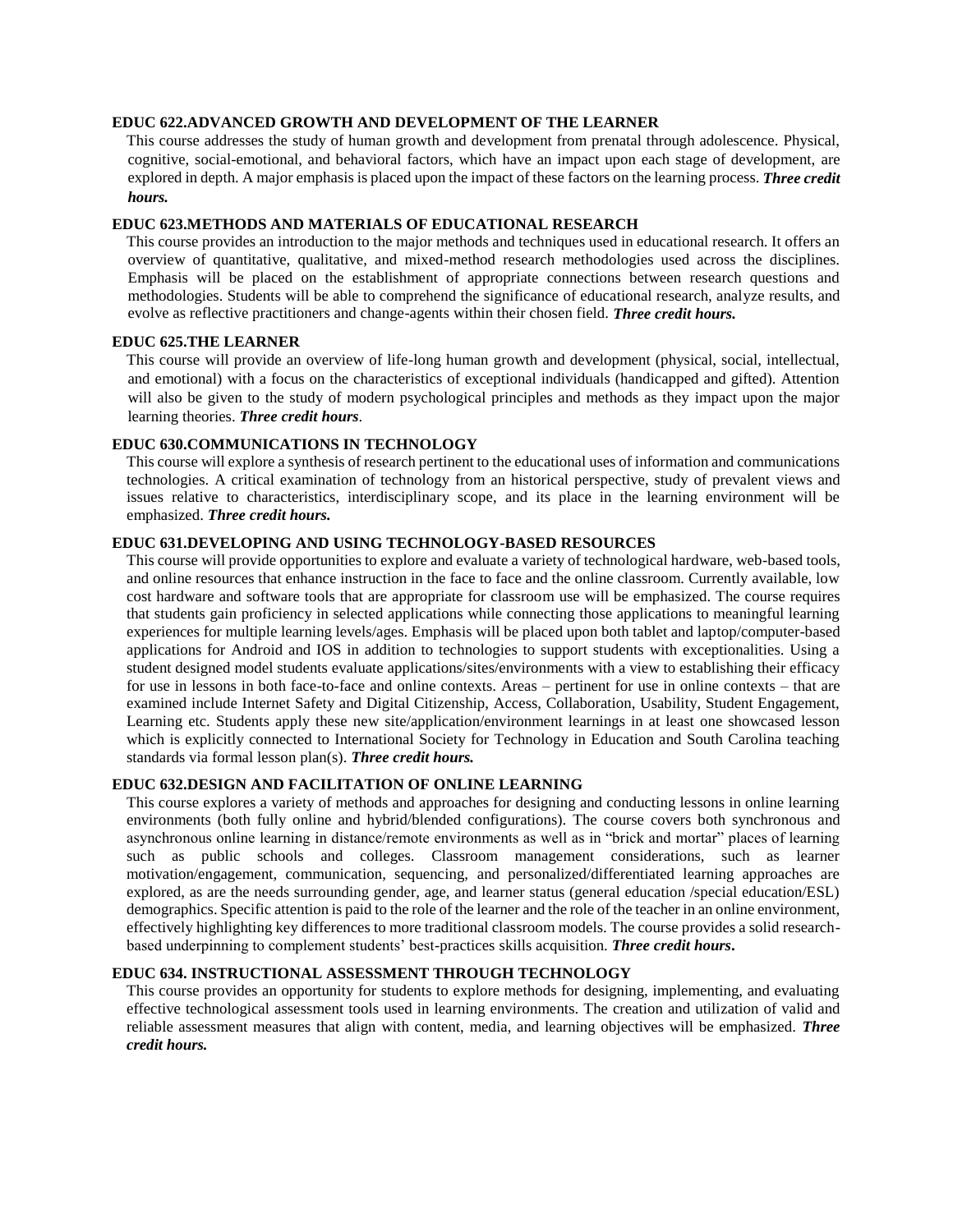#### EDUC 622.ADVANCED GROWTH AND DEVELOPMENT OF THE LEARNER

This course addresses the study of human growth and development from prenatal through adolescence. Physical, cognitive, social-emotional, and behavioral factors, which have an impact upon each stage of development, are explored in depth. A major emphasis is placed upon the impact of these factors on the learning process. ***Three credit hours.***

#### EDUC 623.METHODS AND MATERIALS OF EDUCATIONAL RESEARCH

This course provides an introduction to the major methods and techniques used in educational research. It offers an overview of quantitative, qualitative, and mixed-method research methodologies used across the disciplines. Emphasis will be placed on the establishment of appropriate connections between research questions and methodologies. Students will be able to comprehend the significance of educational research, analyze results, and evolve as reflective practitioners and change-agents within their chosen field. ***Three credit hours.***

#### EDUC 625.THE LEARNER

This course will provide an overview of life-long human growth and development (physical, social, intellectual, and emotional) with a focus on the characteristics of exceptional individuals (handicapped and gifted). Attention will also be given to the study of modern psychological principles and methods as they impact upon the major learning theories. ***Three credit hours***.

#### EDUC 630.COMMUNICATIONS IN TECHNOLOGY

This course will explore a synthesis of research pertinent to the educational uses of information and communications technologies. A critical examination of technology from an historical perspective, study of prevalent views and issues relative to characteristics, interdisciplinary scope, and its place in the learning environment will be emphasized. ***Three credit hours.***

#### EDUC 631.DEVELOPING AND USING TECHNOLOGY-BASED RESOURCES

This course will provide opportunities to explore and evaluate a variety of technological hardware, web-based tools, and online resources that enhance instruction in the face to face and the online classroom. Currently available, low cost hardware and software tools that are appropriate for classroom use will be emphasized. The course requires that students gain proficiency in selected applications while connecting those applications to meaningful learning experiences for multiple learning levels/ages. Emphasis will be placed upon both tablet and laptop/computer-based applications for Android and IOS in addition to technologies to support students with exceptionalities. Using a student designed model students evaluate applications/sites/environments with a view to establishing their efficacy for use in lessons in both face-to-face and online contexts. Areas – pertinent for use in online contexts – that are examined include Internet Safety and Digital Citizenship, Access, Collaboration, Usability, Student Engagement, Learning etc. Students apply these new site/application/environment learnings in at least one showcased lesson which is explicitly connected to International Society for Technology in Education and South Carolina teaching standards via formal lesson plan(s). ***Three credit hours.***

#### EDUC 632.DESIGN AND FACILITATION OF ONLINE LEARNING

This course explores a variety of methods and approaches for designing and conducting lessons in online learning environments (both fully online and hybrid/blended configurations). The course covers both synchronous and asynchronous online learning in distance/remote environments as well as in "brick and mortar" places of learning such as public schools and colleges. Classroom management considerations, such as learner motivation/engagement, communication, sequencing, and personalized/differentiated learning approaches are explored, as are the needs surrounding gender, age, and learner status (general education /special education/ESL) demographics. Specific attention is paid to the role of the learner and the role of the teacher in an online environment, effectively highlighting key differences to more traditional classroom models. The course provides a solid research-based underpinning to complement students' best-practices skills acquisition. ***Three credit hours.***

#### EDUC 634. INSTRUCTIONAL ASSESSMENT THROUGH TECHNOLOGY

This course provides an opportunity for students to explore methods for designing, implementing, and evaluating effective technological assessment tools used in learning environments. The creation and utilization of valid and reliable assessment measures that align with content, media, and learning objectives will be emphasized. ***Three credit hours.***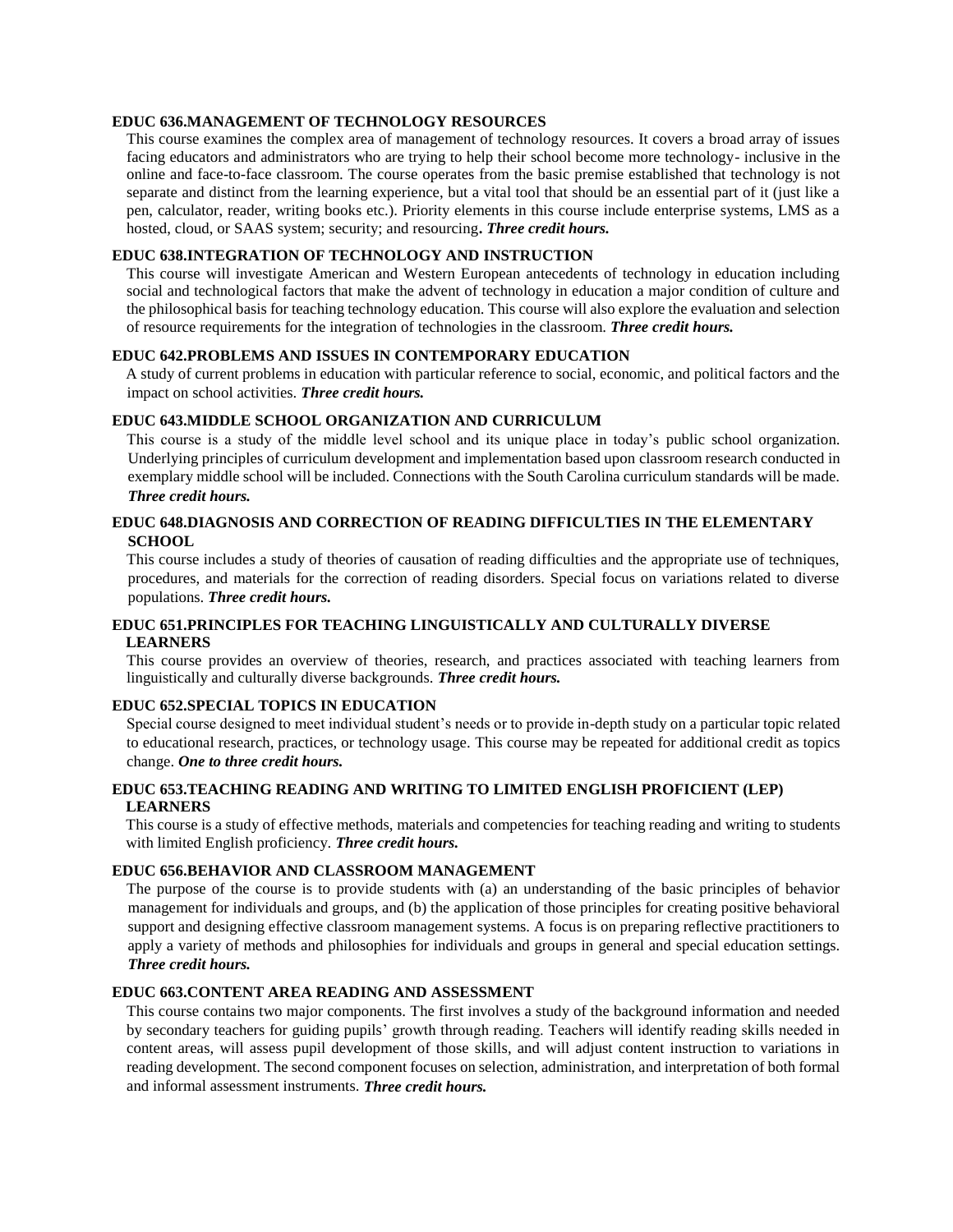### EDUC 636.MANAGEMENT OF TECHNOLOGY RESOURCES

This course examines the complex area of management of technology resources. It covers a broad array of issues facing educators and administrators who are trying to help their school become more technology- inclusive in the online and face-to-face classroom. The course operates from the basic premise established that technology is not separate and distinct from the learning experience, but a vital tool that should be an essential part of it (just like a pen, calculator, reader, writing books etc.). Priority elements in this course include enterprise systems, LMS as a hosted, cloud, or SAAS system; security; and resourcing. ***Three credit hours.***

### EDUC 638.INTEGRATION OF TECHNOLOGY AND INSTRUCTION

This course will investigate American and Western European antecedents of technology in education including social and technological factors that make the advent of technology in education a major condition of culture and the philosophical basis for teaching technology education. This course will also explore the evaluation and selection of resource requirements for the integration of technologies in the classroom. ***Three credit hours.***

### EDUC 642.PROBLEMS AND ISSUES IN CONTEMPORARY EDUCATION

A study of current problems in education with particular reference to social, economic, and political factors and the impact on school activities. ***Three credit hours.***

### EDUC 643.MIDDLE SCHOOL ORGANIZATION AND CURRICULUM

This course is a study of the middle level school and its unique place in today's public school organization. Underlying principles of curriculum development and implementation based upon classroom research conducted in exemplary middle school will be included. Connections with the South Carolina curriculum standards will be made. ***Three credit hours.***

### EDUC 648.DIAGNOSIS AND CORRECTION OF READING DIFFICULTIES IN THE ELEMENTARY SCHOOL

This course includes a study of theories of causation of reading difficulties and the appropriate use of techniques, procedures, and materials for the correction of reading disorders. Special focus on variations related to diverse populations. ***Three credit hours.***

### EDUC 651.PRINCIPLES FOR TEACHING LINGUISTICALLY AND CULTURALLY DIVERSE LEARNERS

This course provides an overview of theories, research, and practices associated with teaching learners from linguistically and culturally diverse backgrounds. ***Three credit hours.***

### EDUC 652.SPECIAL TOPICS IN EDUCATION

Special course designed to meet individual student's needs or to provide in-depth study on a particular topic related to educational research, practices, or technology usage. This course may be repeated for additional credit as topics change. ***One to three credit hours.***

### EDUC 653.TEACHING READING AND WRITING TO LIMITED ENGLISH PROFICIENT (LEP) LEARNERS

This course is a study of effective methods, materials and competencies for teaching reading and writing to students with limited English proficiency. ***Three credit hours.***

### EDUC 656.BEHAVIOR AND CLASSROOM MANAGEMENT

The purpose of the course is to provide students with (a) an understanding of the basic principles of behavior management for individuals and groups, and (b) the application of those principles for creating positive behavioral support and designing effective classroom management systems. A focus is on preparing reflective practitioners to apply a variety of methods and philosophies for individuals and groups in general and special education settings. ***Three credit hours.***

### EDUC 663.CONTENT AREA READING AND ASSESSMENT

This course contains two major components. The first involves a study of the background information and needed by secondary teachers for guiding pupils' growth through reading. Teachers will identify reading skills needed in content areas, will assess pupil development of those skills, and will adjust content instruction to variations in reading development. The second component focuses on selection, administration, and interpretation of both formal and informal assessment instruments. ***Three credit hours.***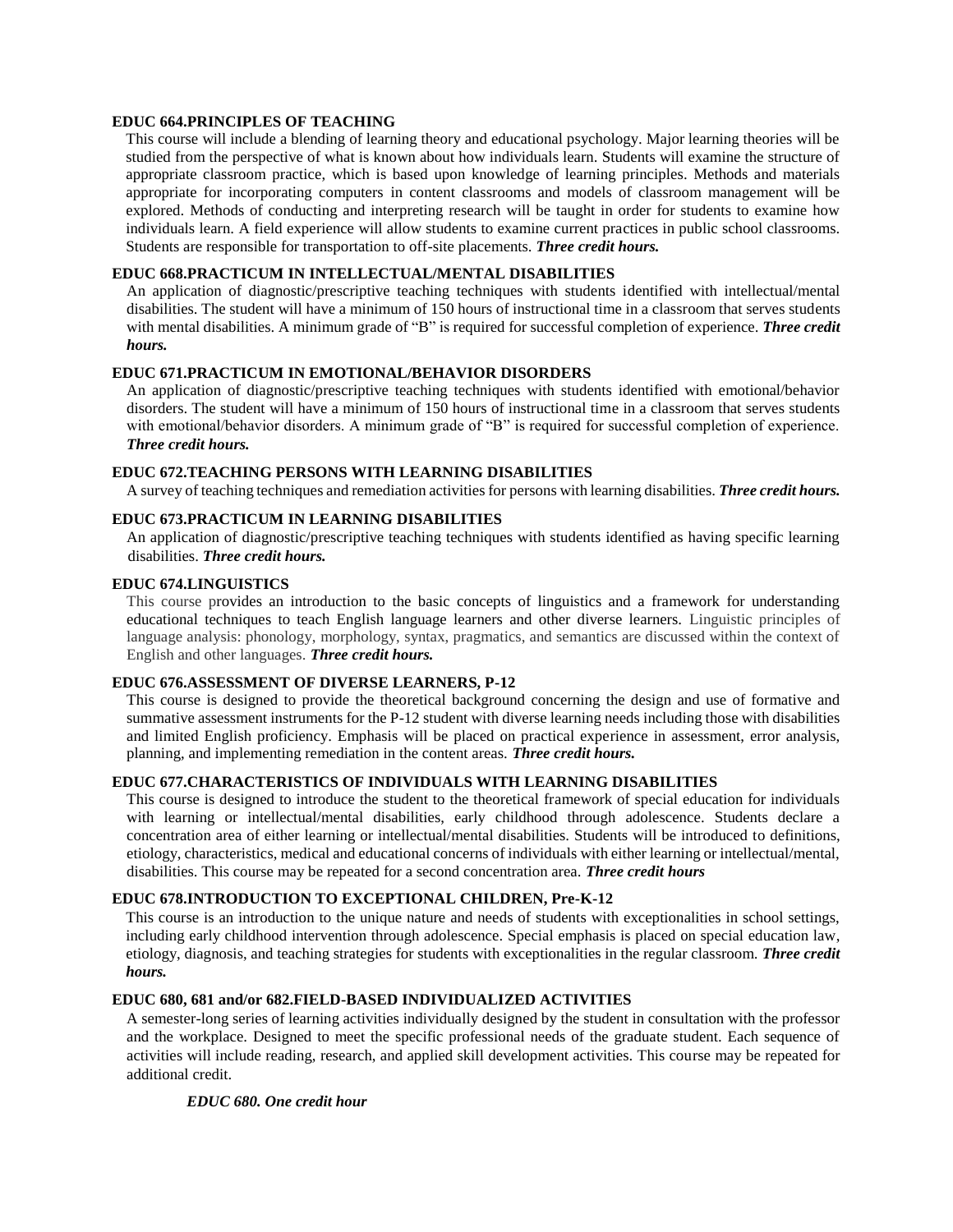**EDUC 664.PRINCIPLES OF TEACHING**

This course will include a blending of learning theory and educational psychology. Major learning theories will be studied from the perspective of what is known about how individuals learn. Students will examine the structure of appropriate classroom practice, which is based upon knowledge of learning principles. Methods and materials appropriate for incorporating computers in content classrooms and models of classroom management will be explored. Methods of conducting and interpreting research will be taught in order for students to examine how individuals learn. A field experience will allow students to examine current practices in public school classrooms. Students are responsible for transportation to off-site placements. ***Three credit hours.***

**EDUC 668.PRACTICUM IN INTELLECTUAL/MENTAL DISABILITIES**

An application of diagnostic/prescriptive teaching techniques with students identified with intellectual/mental disabilities. The student will have a minimum of 150 hours of instructional time in a classroom that serves students with mental disabilities. A minimum grade of "B" is required for successful completion of experience. ***Three credit hours.***

**EDUC 671.PRACTICUM IN EMOTIONAL/BEHAVIOR DISORDERS**

An application of diagnostic/prescriptive teaching techniques with students identified with emotional/behavior disorders. The student will have a minimum of 150 hours of instructional time in a classroom that serves students with emotional/behavior disorders. A minimum grade of "B" is required for successful completion of experience. ***Three credit hours.***

**EDUC 672.TEACHING PERSONS WITH LEARNING DISABILITIES**

A survey of teaching techniques and remediation activities for persons with learning disabilities. ***Three credit hours.***

**EDUC 673.PRACTICUM IN LEARNING DISABILITIES**

An application of diagnostic/prescriptive teaching techniques with students identified as having specific learning disabilities. ***Three credit hours.***

**EDUC 674.LINGUISTICS**

This course provides an introduction to the basic concepts of linguistics and a framework for understanding educational techniques to teach English language learners and other diverse learners. Linguistic principles of language analysis: phonology, morphology, syntax, pragmatics, and semantics are discussed within the context of English and other languages. ***Three credit hours.***

**EDUC 676.ASSESSMENT OF DIVERSE LEARNERS, P-12**

This course is designed to provide the theoretical background concerning the design and use of formative and summative assessment instruments for the P-12 student with diverse learning needs including those with disabilities and limited English proficiency. Emphasis will be placed on practical experience in assessment, error analysis, planning, and implementing remediation in the content areas. ***Three credit hours.***

**EDUC 677.CHARACTERISTICS OF INDIVIDUALS WITH LEARNING DISABILITIES**

This course is designed to introduce the student to the theoretical framework of special education for individuals with learning or intellectual/mental disabilities, early childhood through adolescence. Students declare a concentration area of either learning or intellectual/mental disabilities. Students will be introduced to definitions, etiology, characteristics, medical and educational concerns of individuals with either learning or intellectual/mental, disabilities. This course may be repeated for a second concentration area. ***Three credit hours***

**EDUC 678.INTRODUCTION TO EXCEPTIONAL CHILDREN, Pre-K-12**

This course is an introduction to the unique nature and needs of students with exceptionalities in school settings, including early childhood intervention through adolescence. Special emphasis is placed on special education law, etiology, diagnosis, and teaching strategies for students with exceptionalities in the regular classroom. ***Three credit hours.***

**EDUC 680, 681 and/or 682.FIELD-BASED INDIVIDUALIZED ACTIVITIES**

A semester-long series of learning activities individually designed by the student in consultation with the professor and the workplace. Designed to meet the specific professional needs of the graduate student. Each sequence of activities will include reading, research, and applied skill development activities. This course may be repeated for additional credit.

***EDUC 680. One credit hour***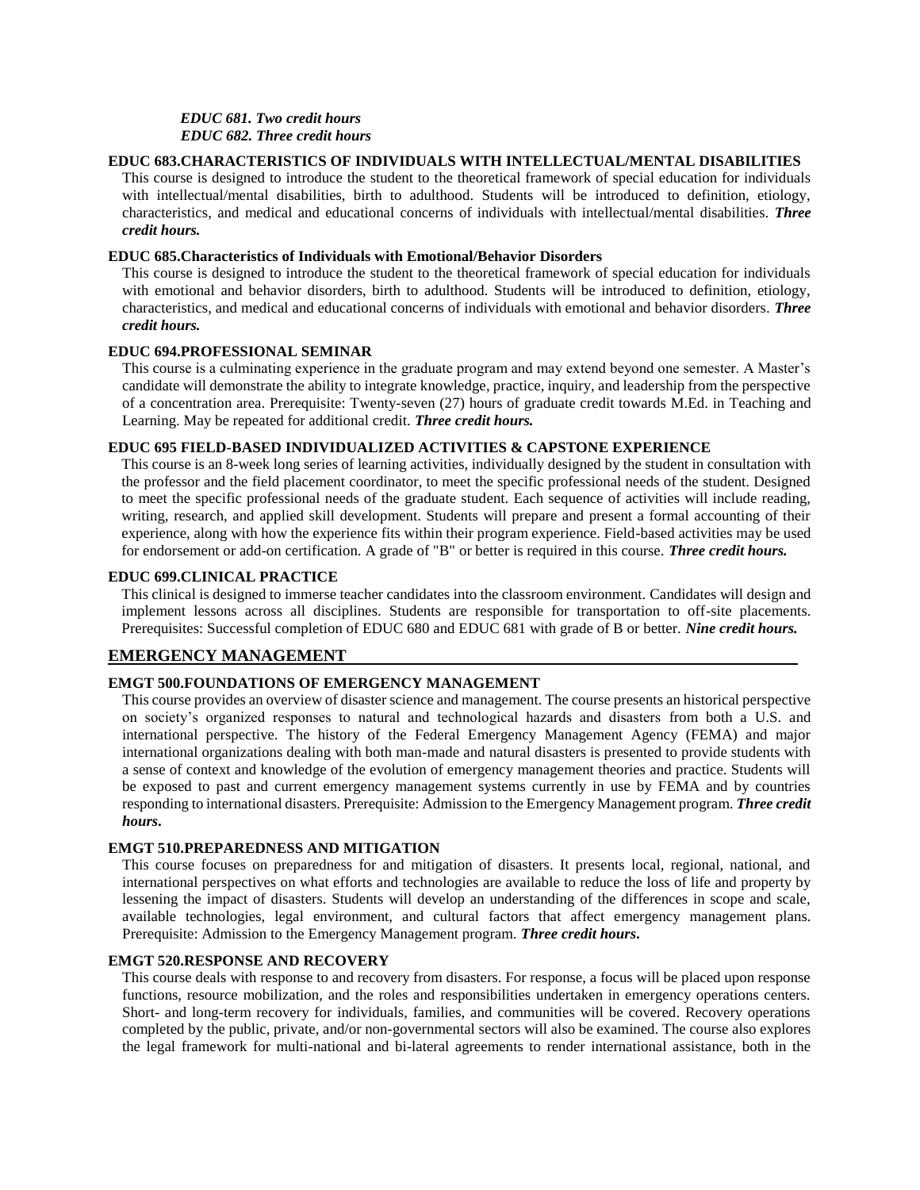*EDUC 681. Two credit hours*
*EDUC 682. Three credit hours*

**EDUC 683.CHARACTERISTICS OF INDIVIDUALS WITH INTELLECTUAL/MENTAL DISABILITIES**

This course is designed to introduce the student to the theoretical framework of special education for individuals with intellectual/mental disabilities, birth to adulthood. Students will be introduced to definition, etiology, characteristics, and medical and educational concerns of individuals with intellectual/mental disabilities. ***Three credit hours.***

**EDUC 685.Characteristics of Individuals with Emotional/Behavior Disorders**

This course is designed to introduce the student to the theoretical framework of special education for individuals with emotional and behavior disorders, birth to adulthood. Students will be introduced to definition, etiology, characteristics, and medical and educational concerns of individuals with emotional and behavior disorders. ***Three credit hours.***

**EDUC 694.PROFESSIONAL SEMINAR**

This course is a culminating experience in the graduate program and may extend beyond one semester. A Master's candidate will demonstrate the ability to integrate knowledge, practice, inquiry, and leadership from the perspective of a concentration area. Prerequisite: Twenty-seven (27) hours of graduate credit towards M.Ed. in Teaching and Learning. May be repeated for additional credit. ***Three credit hours.***

**EDUC 695 FIELD-BASED INDIVIDUALIZED ACTIVITIES & CAPSTONE EXPERIENCE**

This course is an 8-week long series of learning activities, individually designed by the student in consultation with the professor and the field placement coordinator, to meet the specific professional needs of the student. Designed to meet the specific professional needs of the graduate student. Each sequence of activities will include reading, writing, research, and applied skill development. Students will prepare and present a formal accounting of their experience, along with how the experience fits within their program experience. Field-based activities may be used for endorsement or add-on certification. A grade of "B" or better is required in this course. ***Three credit hours.***

**EDUC 699.CLINICAL PRACTICE**

This clinical is designed to immerse teacher candidates into the classroom environment. Candidates will design and implement lessons across all disciplines. Students are responsible for transportation to off-site placements. Prerequisites: Successful completion of EDUC 680 and EDUC 681 with grade of B or better. ***Nine credit hours.***

## EMERGENCY MANAGEMENT

**EMGT 500.FOUNDATIONS OF EMERGENCY MANAGEMENT**

This course provides an overview of disaster science and management. The course presents an historical perspective on society's organized responses to natural and technological hazards and disasters from both a U.S. and international perspective. The history of the Federal Emergency Management Agency (FEMA) and major international organizations dealing with both man-made and natural disasters is presented to provide students with a sense of context and knowledge of the evolution of emergency management theories and practice. Students will be exposed to past and current emergency management systems currently in use by FEMA and by countries responding to international disasters. Prerequisite: Admission to the Emergency Management program. ***Three credit hours***.

**EMGT 510.PREPAREDNESS AND MITIGATION**

This course focuses on preparedness for and mitigation of disasters. It presents local, regional, national, and international perspectives on what efforts and technologies are available to reduce the loss of life and property by lessening the impact of disasters. Students will develop an understanding of the differences in scope and scale, available technologies, legal environment, and cultural factors that affect emergency management plans. Prerequisite: Admission to the Emergency Management program. ***Three credit hours***.

**EMGT 520.RESPONSE AND RECOVERY**

This course deals with response to and recovery from disasters. For response, a focus will be placed upon response functions, resource mobilization, and the roles and responsibilities undertaken in emergency operations centers. Short- and long-term recovery for individuals, families, and communities will be covered. Recovery operations completed by the public, private, and/or non-governmental sectors will also be examined. The course also explores the legal framework for multi-national and bi-lateral agreements to render international assistance, both in the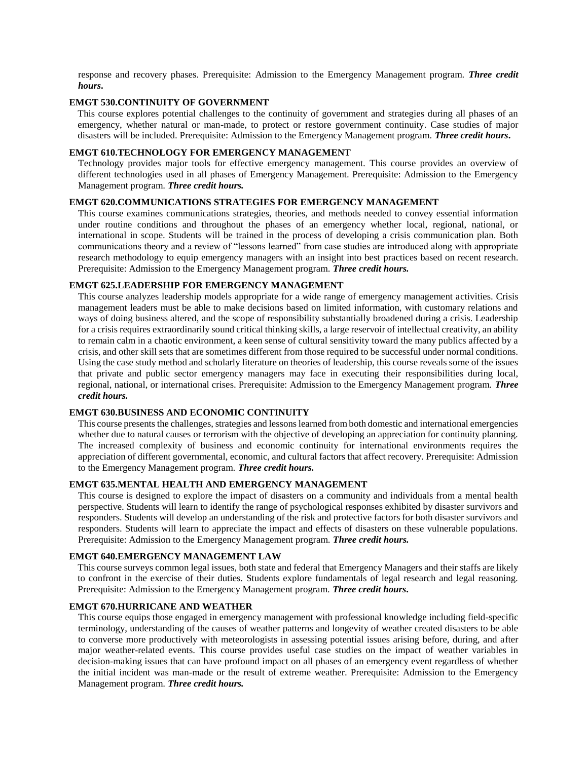response and recovery phases. Prerequisite: Admission to the Emergency Management program. ***Three credit hours.***

### EMGT 530.CONTINUITY OF GOVERNMENT

This course explores potential challenges to the continuity of government and strategies during all phases of an emergency, whether natural or man-made, to protect or restore government continuity. Case studies of major disasters will be included. Prerequisite: Admission to the Emergency Management program. ***Three credit hours.***

### EMGT 610.TECHNOLOGY FOR EMERGENCY MANAGEMENT

Technology provides major tools for effective emergency management. This course provides an overview of different technologies used in all phases of Emergency Management. Prerequisite: Admission to the Emergency Management program. ***Three credit hours.***

### EMGT 620.COMMUNICATIONS STRATEGIES FOR EMERGENCY MANAGEMENT

This course examines communications strategies, theories, and methods needed to convey essential information under routine conditions and throughout the phases of an emergency whether local, regional, national, or international in scope. Students will be trained in the process of developing a crisis communication plan. Both communications theory and a review of "lessons learned" from case studies are introduced along with appropriate research methodology to equip emergency managers with an insight into best practices based on recent research. Prerequisite: Admission to the Emergency Management program. ***Three credit hours.***

### EMGT 625.LEADERSHIP FOR EMERGENCY MANAGEMENT

This course analyzes leadership models appropriate for a wide range of emergency management activities. Crisis management leaders must be able to make decisions based on limited information, with customary relations and ways of doing business altered, and the scope of responsibility substantially broadened during a crisis. Leadership for a crisis requires extraordinarily sound critical thinking skills, a large reservoir of intellectual creativity, an ability to remain calm in a chaotic environment, a keen sense of cultural sensitivity toward the many publics affected by a crisis, and other skill sets that are sometimes different from those required to be successful under normal conditions. Using the case study method and scholarly literature on theories of leadership, this course reveals some of the issues that private and public sector emergency managers may face in executing their responsibilities during local, regional, national, or international crises. Prerequisite: Admission to the Emergency Management program. ***Three credit hours.***

### EMGT 630.BUSINESS AND ECONOMIC CONTINUITY

This course presents the challenges, strategies and lessons learned from both domestic and international emergencies whether due to natural causes or terrorism with the objective of developing an appreciation for continuity planning. The increased complexity of business and economic continuity for international environments requires the appreciation of different governmental, economic, and cultural factors that affect recovery. Prerequisite: Admission to the Emergency Management program. ***Three credit hours.***

### EMGT 635.MENTAL HEALTH AND EMERGENCY MANAGEMENT

This course is designed to explore the impact of disasters on a community and individuals from a mental health perspective. Students will learn to identify the range of psychological responses exhibited by disaster survivors and responders. Students will develop an understanding of the risk and protective factors for both disaster survivors and responders. Students will learn to appreciate the impact and effects of disasters on these vulnerable populations. Prerequisite: Admission to the Emergency Management program. ***Three credit hours.***

### EMGT 640.EMERGENCY MANAGEMENT LAW

This course surveys common legal issues, both state and federal that Emergency Managers and their staffs are likely to confront in the exercise of their duties. Students explore fundamentals of legal research and legal reasoning. Prerequisite: Admission to the Emergency Management program. ***Three credit hours.***

### EMGT 670.HURRICANE AND WEATHER

This course equips those engaged in emergency management with professional knowledge including field-specific terminology, understanding of the causes of weather patterns and longevity of weather created disasters to be able to converse more productively with meteorologists in assessing potential issues arising before, during, and after major weather-related events. This course provides useful case studies on the impact of weather variables in decision-making issues that can have profound impact on all phases of an emergency event regardless of whether the initial incident was man-made or the result of extreme weather. Prerequisite: Admission to the Emergency Management program. ***Three credit hours.***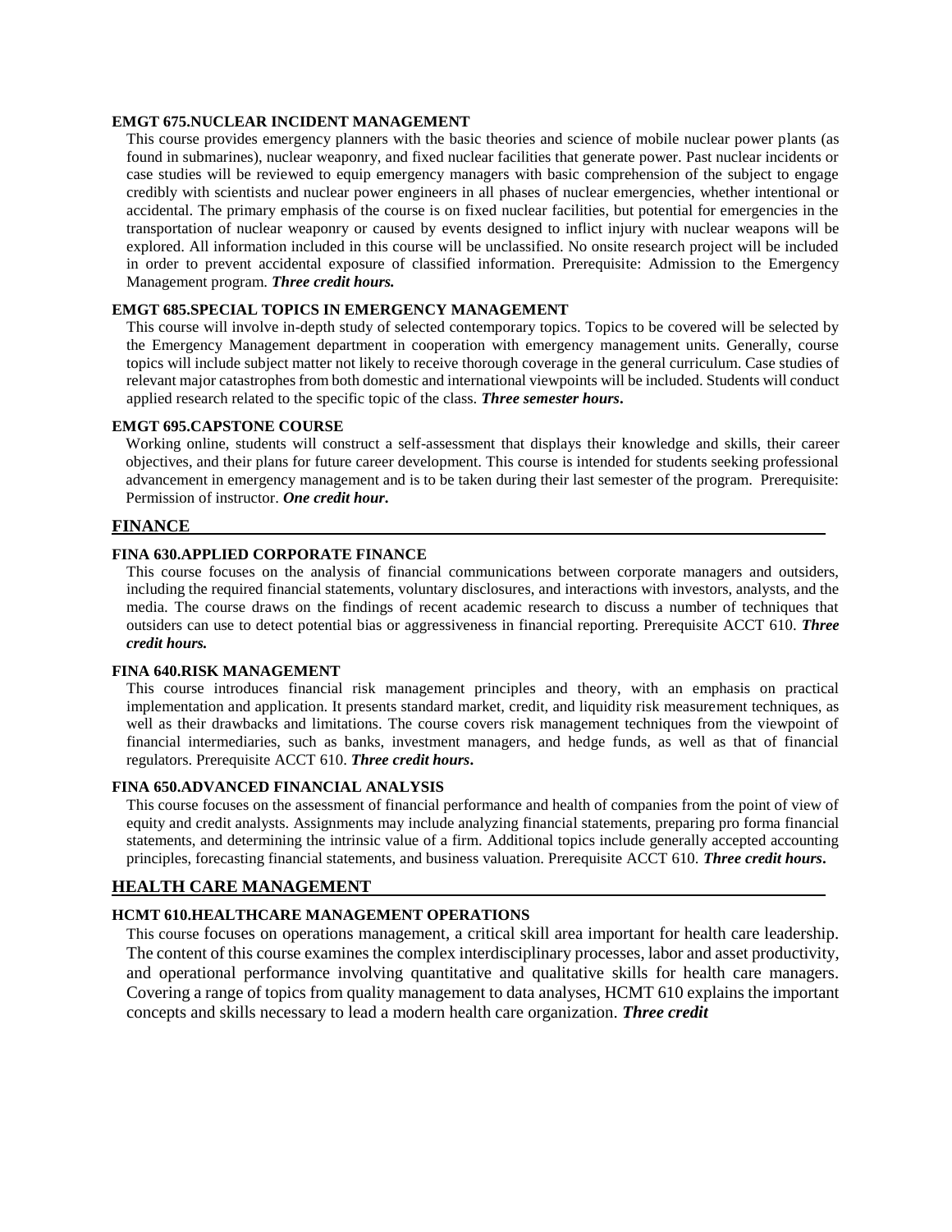#### EMGT 675.NUCLEAR INCIDENT MANAGEMENT

This course provides emergency planners with the basic theories and science of mobile nuclear power plants (as found in submarines), nuclear weaponry, and fixed nuclear facilities that generate power. Past nuclear incidents or case studies will be reviewed to equip emergency managers with basic comprehension of the subject to engage credibly with scientists and nuclear power engineers in all phases of nuclear emergencies, whether intentional or accidental. The primary emphasis of the course is on fixed nuclear facilities, but potential for emergencies in the transportation of nuclear weaponry or caused by events designed to inflict injury with nuclear weapons will be explored. All information included in this course will be unclassified. No onsite research project will be included in order to prevent accidental exposure of classified information. Prerequisite: Admission to the Emergency Management program. ***Three credit hours.***

#### EMGT 685.SPECIAL TOPICS IN EMERGENCY MANAGEMENT

This course will involve in-depth study of selected contemporary topics. Topics to be covered will be selected by the Emergency Management department in cooperation with emergency management units. Generally, course topics will include subject matter not likely to receive thorough coverage in the general curriculum. Case studies of relevant major catastrophes from both domestic and international viewpoints will be included. Students will conduct applied research related to the specific topic of the class. ***Three semester hours.***

#### EMGT 695.CAPSTONE COURSE

Working online, students will construct a self-assessment that displays their knowledge and skills, their career objectives, and their plans for future career development. This course is intended for students seeking professional advancement in emergency management and is to be taken during their last semester of the program. Prerequisite: Permission of instructor. ***One credit hour.***

## FINANCE

#### FINA 630.APPLIED CORPORATE FINANCE

This course focuses on the analysis of financial communications between corporate managers and outsiders, including the required financial statements, voluntary disclosures, and interactions with investors, analysts, and the media. The course draws on the findings of recent academic research to discuss a number of techniques that outsiders can use to detect potential bias or aggressiveness in financial reporting. Prerequisite ACCT 610. ***Three credit hours.***

#### FINA 640.RISK MANAGEMENT

This course introduces financial risk management principles and theory, with an emphasis on practical implementation and application. It presents standard market, credit, and liquidity risk measurement techniques, as well as their drawbacks and limitations. The course covers risk management techniques from the viewpoint of financial intermediaries, such as banks, investment managers, and hedge funds, as well as that of financial regulators. Prerequisite ACCT 610. ***Three credit hours.***

#### FINA 650.ADVANCED FINANCIAL ANALYSIS

This course focuses on the assessment of financial performance and health of companies from the point of view of equity and credit analysts. Assignments may include analyzing financial statements, preparing pro forma financial statements, and determining the intrinsic value of a firm. Additional topics include generally accepted accounting principles, forecasting financial statements, and business valuation. Prerequisite ACCT 610. ***Three credit hours.***

## HEALTH CARE MANAGEMENT

#### HCMT 610.HEALTHCARE MANAGEMENT OPERATIONS

This course focuses on operations management, a critical skill area important for health care leadership. The content of this course examines the complex interdisciplinary processes, labor and asset productivity, and operational performance involving quantitative and qualitative skills for health care managers. Covering a range of topics from quality management to data analyses, HCMT 610 explains the important concepts and skills necessary to lead a modern health care organization. ***Three credit***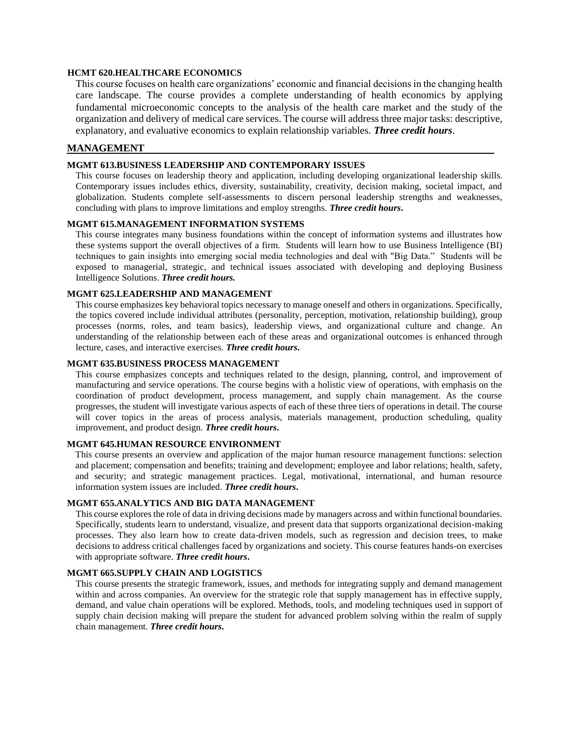### HCMT 620.HEALTHCARE ECONOMICS

This course focuses on health care organizations' economic and financial decisions in the changing health care landscape. The course provides a complete understanding of health economics by applying fundamental microeconomic concepts to the analysis of the health care market and the study of the organization and delivery of medical care services. The course will address three major tasks: descriptive, explanatory, and evaluative economics to explain relationship variables. ***Three credit hours***.

## MANAGEMENT

### MGMT 613.BUSINESS LEADERSHIP AND CONTEMPORARY ISSUES

This course focuses on leadership theory and application, including developing organizational leadership skills. Contemporary issues includes ethics, diversity, sustainability, creativity, decision making, societal impact, and globalization. Students complete self-assessments to discern personal leadership strengths and weaknesses, concluding with plans to improve limitations and employ strengths. ***Three credit hours***.

### MGMT 615.MANAGEMENT INFORMATION SYSTEMS

This course integrates many business foundations within the concept of information systems and illustrates how these systems support the overall objectives of a firm. Students will learn how to use Business Intelligence (BI) techniques to gain insights into emerging social media technologies and deal with "Big Data." Students will be exposed to managerial, strategic, and technical issues associated with developing and deploying Business Intelligence Solutions. ***Three credit hours.***

### MGMT 625.LEADERSHIP AND MANAGEMENT

This course emphasizes key behavioral topics necessary to manage oneself and others in organizations. Specifically, the topics covered include individual attributes (personality, perception, motivation, relationship building), group processes (norms, roles, and team basics), leadership views, and organizational culture and change. An understanding of the relationship between each of these areas and organizational outcomes is enhanced through lecture, cases, and interactive exercises. ***Three credit hours***.

### MGMT 635.BUSINESS PROCESS MANAGEMENT

This course emphasizes concepts and techniques related to the design, planning, control, and improvement of manufacturing and service operations. The course begins with a holistic view of operations, with emphasis on the coordination of product development, process management, and supply chain management. As the course progresses, the student will investigate various aspects of each of these three tiers of operations in detail. The course will cover topics in the areas of process analysis, materials management, production scheduling, quality improvement, and product design. ***Three credit hours***.

### MGMT 645.HUMAN RESOURCE ENVIRONMENT

This course presents an overview and application of the major human resource management functions: selection and placement; compensation and benefits; training and development; employee and labor relations; health, safety, and security; and strategic management practices. Legal, motivational, international, and human resource information system issues are included. ***Three credit hours***.

### MGMT 655.ANALYTICS AND BIG DATA MANAGEMENT

This course explores the role of data in driving decisions made by managers across and within functional boundaries. Specifically, students learn to understand, visualize, and present data that supports organizational decision-making processes. They also learn how to create data-driven models, such as regression and decision trees, to make decisions to address critical challenges faced by organizations and society. This course features hands-on exercises with appropriate software. ***Three credit hours***.

### MGMT 665.SUPPLY CHAIN AND LOGISTICS

This course presents the strategic framework, issues, and methods for integrating supply and demand management within and across companies. An overview for the strategic role that supply management has in effective supply, demand, and value chain operations will be explored. Methods, tools, and modeling techniques used in support of supply chain decision making will prepare the student for advanced problem solving within the realm of supply chain management. ***Three credit hours***.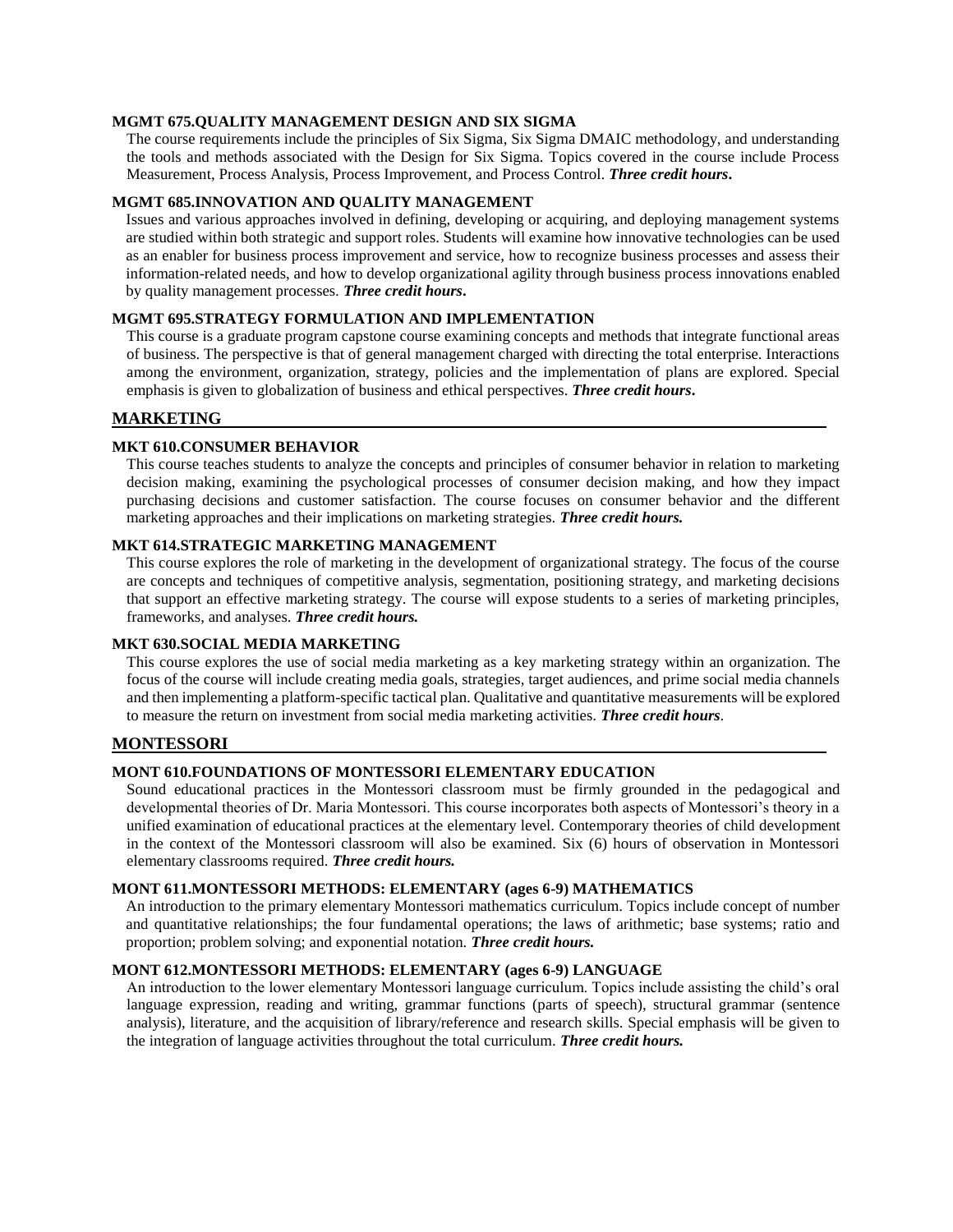**MGMT 675.QUALITY MANAGEMENT DESIGN AND SIX SIGMA**

The course requirements include the principles of Six Sigma, Six Sigma DMAIC methodology, and understanding the tools and methods associated with the Design for Six Sigma. Topics covered in the course include Process Measurement, Process Analysis, Process Improvement, and Process Control. ***Three credit hours*.**

**MGMT 685.INNOVATION AND QUALITY MANAGEMENT**

Issues and various approaches involved in defining, developing or acquiring, and deploying management systems are studied within both strategic and support roles. Students will examine how innovative technologies can be used as an enabler for business process improvement and service, how to recognize business processes and assess their information-related needs, and how to develop organizational agility through business process innovations enabled by quality management processes. ***Three credit hours*.**

**MGMT 695.STRATEGY FORMULATION AND IMPLEMENTATION**

This course is a graduate program capstone course examining concepts and methods that integrate functional areas of business. The perspective is that of general management charged with directing the total enterprise. Interactions among the environment, organization, strategy, policies and the implementation of plans are explored. Special emphasis is given to globalization of business and ethical perspectives. ***Three credit hours*.**

## MARKETING

**MKT 610.CONSUMER BEHAVIOR**

This course teaches students to analyze the concepts and principles of consumer behavior in relation to marketing decision making, examining the psychological processes of consumer decision making, and how they impact purchasing decisions and customer satisfaction. The course focuses on consumer behavior and the different marketing approaches and their implications on marketing strategies. ***Three credit hours.***

**MKT 614.STRATEGIC MARKETING MANAGEMENT**

This course explores the role of marketing in the development of organizational strategy. The focus of the course are concepts and techniques of competitive analysis, segmentation, positioning strategy, and marketing decisions that support an effective marketing strategy. The course will expose students to a series of marketing principles, frameworks, and analyses. ***Three credit hours.***

**MKT 630.SOCIAL MEDIA MARKETING**

This course explores the use of social media marketing as a key marketing strategy within an organization. The focus of the course will include creating media goals, strategies, target audiences, and prime social media channels and then implementing a platform-specific tactical plan. Qualitative and quantitative measurements will be explored to measure the return on investment from social media marketing activities. ***Three credit hours***.

## MONTESSORI

**MONT 610.FOUNDATIONS OF MONTESSORI ELEMENTARY EDUCATION**

Sound educational practices in the Montessori classroom must be firmly grounded in the pedagogical and developmental theories of Dr. Maria Montessori. This course incorporates both aspects of Montessori's theory in a unified examination of educational practices at the elementary level. Contemporary theories of child development in the context of the Montessori classroom will also be examined. Six (6) hours of observation in Montessori elementary classrooms required. ***Three credit hours.***

**MONT 611.MONTESSORI METHODS: ELEMENTARY (ages 6-9) MATHEMATICS**

An introduction to the primary elementary Montessori mathematics curriculum. Topics include concept of number and quantitative relationships; the four fundamental operations; the laws of arithmetic; base systems; ratio and proportion; problem solving; and exponential notation. ***Three credit hours.***

**MONT 612.MONTESSORI METHODS: ELEMENTARY (ages 6-9) LANGUAGE**

An introduction to the lower elementary Montessori language curriculum. Topics include assisting the child's oral language expression, reading and writing, grammar functions (parts of speech), structural grammar (sentence analysis), literature, and the acquisition of library/reference and research skills. Special emphasis will be given to the integration of language activities throughout the total curriculum. ***Three credit hours.***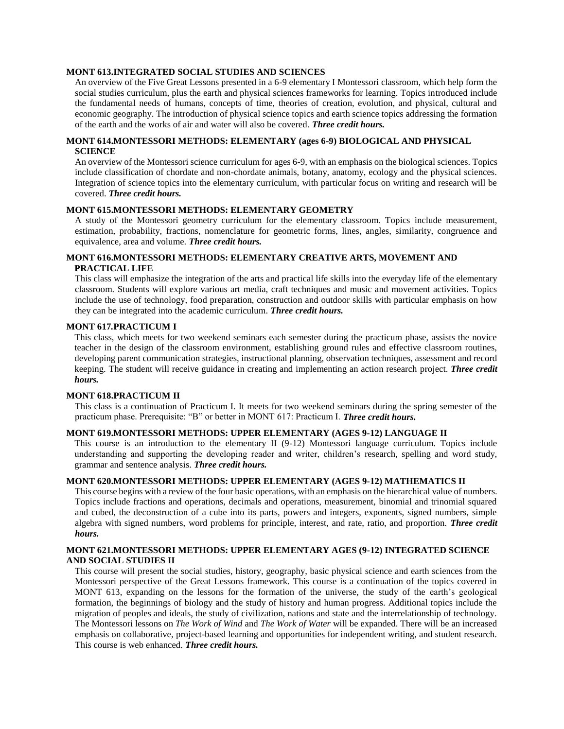### MONT 613.INTEGRATED SOCIAL STUDIES AND SCIENCES

An overview of the Five Great Lessons presented in a 6-9 elementary I Montessori classroom, which help form the social studies curriculum, plus the earth and physical sciences frameworks for learning. Topics introduced include the fundamental needs of humans, concepts of time, theories of creation, evolution, and physical, cultural and economic geography. The introduction of physical science topics and earth science topics addressing the formation of the earth and the works of air and water will also be covered. ***Three credit hours.***

### MONT 614.MONTESSORI METHODS: ELEMENTARY (ages 6-9) BIOLOGICAL AND PHYSICAL SCIENCE

An overview of the Montessori science curriculum for ages 6-9, with an emphasis on the biological sciences. Topics include classification of chordate and non-chordate animals, botany, anatomy, ecology and the physical sciences. Integration of science topics into the elementary curriculum, with particular focus on writing and research will be covered. ***Three credit hours.***

### MONT 615.MONTESSORI METHODS: ELEMENTARY GEOMETRY

A study of the Montessori geometry curriculum for the elementary classroom. Topics include measurement, estimation, probability, fractions, nomenclature for geometric forms, lines, angles, similarity, congruence and equivalence, area and volume. ***Three credit hours.***

### MONT 616.MONTESSORI METHODS: ELEMENTARY CREATIVE ARTS, MOVEMENT AND PRACTICAL LIFE

This class will emphasize the integration of the arts and practical life skills into the everyday life of the elementary classroom. Students will explore various art media, craft techniques and music and movement activities. Topics include the use of technology, food preparation, construction and outdoor skills with particular emphasis on how they can be integrated into the academic curriculum. ***Three credit hours.***

### MONT 617.PRACTICUM I

This class, which meets for two weekend seminars each semester during the practicum phase, assists the novice teacher in the design of the classroom environment, establishing ground rules and effective classroom routines, developing parent communication strategies, instructional planning, observation techniques, assessment and record keeping. The student will receive guidance in creating and implementing an action research project. ***Three credit hours.***

### MONT 618.PRACTICUM II

This class is a continuation of Practicum I. It meets for two weekend seminars during the spring semester of the practicum phase. Prerequisite: "B" or better in MONT 617: Practicum I. ***Three credit hours.***

### MONT 619.MONTESSORI METHODS: UPPER ELEMENTARY (AGES 9-12) LANGUAGE II

This course is an introduction to the elementary II (9-12) Montessori language curriculum. Topics include understanding and supporting the developing reader and writer, children's research, spelling and word study, grammar and sentence analysis. ***Three credit hours.***

### MONT 620.MONTESSORI METHODS: UPPER ELEMENTARY (AGES 9-12) MATHEMATICS II

This course begins with a review of the four basic operations, with an emphasis on the hierarchical value of numbers. Topics include fractions and operations, decimals and operations, measurement, binomial and trinomial squared and cubed, the deconstruction of a cube into its parts, powers and integers, exponents, signed numbers, simple algebra with signed numbers, word problems for principle, interest, and rate, ratio, and proportion. ***Three credit hours.***

### MONT 621.MONTESSORI METHODS: UPPER ELEMENTARY AGES (9-12) INTEGRATED SCIENCE AND SOCIAL STUDIES II

This course will present the social studies, history, geography, basic physical science and earth sciences from the Montessori perspective of the Great Lessons framework. This course is a continuation of the topics covered in MONT 613, expanding on the lessons for the formation of the universe, the study of the earth's geological formation, the beginnings of biology and the study of history and human progress. Additional topics include the migration of peoples and ideals, the study of civilization, nations and state and the interrelationship of technology. The Montessori lessons on *The Work of Wind* and *The Work of Water* will be expanded. There will be an increased emphasis on collaborative, project-based learning and opportunities for independent writing, and student research. This course is web enhanced. ***Three credit hours.***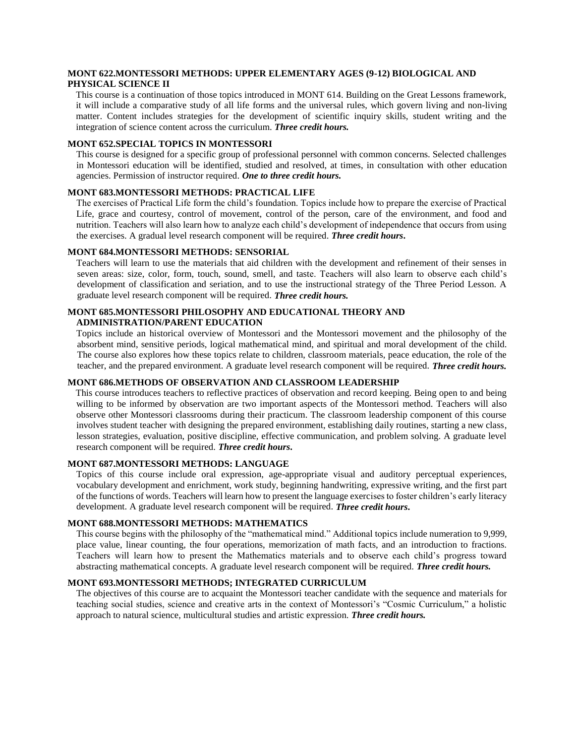### MONT 622.MONTESSORI METHODS: UPPER ELEMENTARY AGES (9-12) BIOLOGICAL AND PHYSICAL SCIENCE II

This course is a continuation of those topics introduced in MONT 614. Building on the Great Lessons framework, it will include a comparative study of all life forms and the universal rules, which govern living and non-living matter. Content includes strategies for the development of scientific inquiry skills, student writing and the integration of science content across the curriculum. ***Three credit hours.***

### MONT 652.SPECIAL TOPICS IN MONTESSORI

This course is designed for a specific group of professional personnel with common concerns. Selected challenges in Montessori education will be identified, studied and resolved, at times, in consultation with other education agencies. Permission of instructor required. ***One to three credit hours.***

### MONT 683.MONTESSORI METHODS: PRACTICAL LIFE

The exercises of Practical Life form the child's foundation. Topics include how to prepare the exercise of Practical Life, grace and courtesy, control of movement, control of the person, care of the environment, and food and nutrition. Teachers will also learn how to analyze each child's development of independence that occurs from using the exercises. A gradual level research component will be required. ***Three credit hours.***

### MONT 684.MONTESSORI METHODS: SENSORIAL

Teachers will learn to use the materials that aid children with the development and refinement of their senses in seven areas: size, color, form, touch, sound, smell, and taste. Teachers will also learn to observe each child's development of classification and seriation, and to use the instructional strategy of the Three Period Lesson. A graduate level research component will be required. ***Three credit hours.***

### MONT 685.MONTESSORI PHILOSOPHY AND EDUCATIONAL THEORY AND ADMINISTRATION/PARENT EDUCATION

Topics include an historical overview of Montessori and the Montessori movement and the philosophy of the absorbent mind, sensitive periods, logical mathematical mind, and spiritual and moral development of the child. The course also explores how these topics relate to children, classroom materials, peace education, the role of the teacher, and the prepared environment. A graduate level research component will be required. ***Three credit hours.***

### MONT 686.METHODS OF OBSERVATION AND CLASSROOM LEADERSHIP

This course introduces teachers to reflective practices of observation and record keeping. Being open to and being willing to be informed by observation are two important aspects of the Montessori method. Teachers will also observe other Montessori classrooms during their practicum. The classroom leadership component of this course involves student teacher with designing the prepared environment, establishing daily routines, starting a new class, lesson strategies, evaluation, positive discipline, effective communication, and problem solving. A graduate level research component will be required. ***Three credit hours.***

### MONT 687.MONTESSORI METHODS: LANGUAGE

Topics of this course include oral expression, age-appropriate visual and auditory perceptual experiences, vocabulary development and enrichment, work study, beginning handwriting, expressive writing, and the first part of the functions of words. Teachers will learn how to present the language exercises to foster children's early literacy development. A graduate level research component will be required. ***Three credit hours.***

### MONT 688.MONTESSORI METHODS: MATHEMATICS

This course begins with the philosophy of the "mathematical mind." Additional topics include numeration to 9,999, place value, linear counting, the four operations, memorization of math facts, and an introduction to fractions. Teachers will learn how to present the Mathematics materials and to observe each child's progress toward abstracting mathematical concepts. A graduate level research component will be required. ***Three credit hours.***

### MONT 693.MONTESSORI METHODS; INTEGRATED CURRICULUM

The objectives of this course are to acquaint the Montessori teacher candidate with the sequence and materials for teaching social studies, science and creative arts in the context of Montessori's "Cosmic Curriculum," a holistic approach to natural science, multicultural studies and artistic expression. ***Three credit hours.***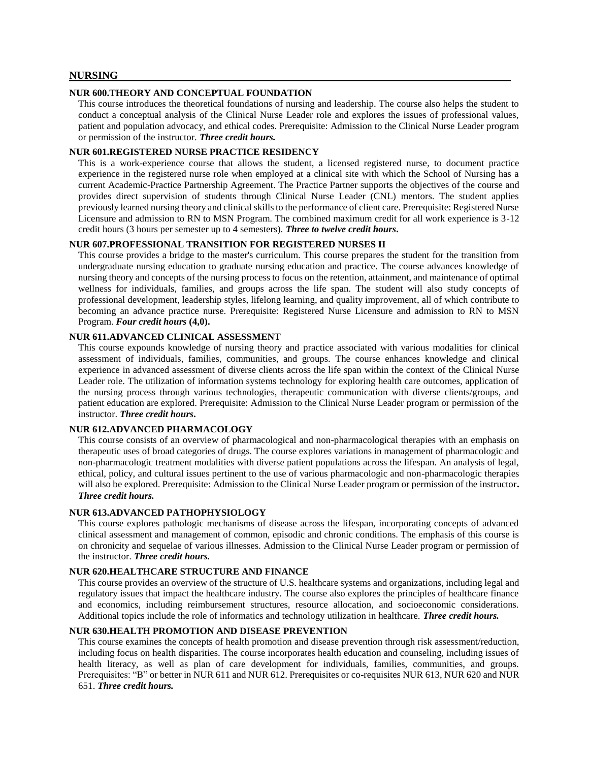## NURSING

### NUR 600.THEORY AND CONCEPTUAL FOUNDATION

This course introduces the theoretical foundations of nursing and leadership. The course also helps the student to conduct a conceptual analysis of the Clinical Nurse Leader role and explores the issues of professional values, patient and population advocacy, and ethical codes. Prerequisite: Admission to the Clinical Nurse Leader program or permission of the instructor. ***Three credit hours.***

### NUR 601.REGISTERED NURSE PRACTICE RESIDENCY

This is a work-experience course that allows the student, a licensed registered nurse, to document practice experience in the registered nurse role when employed at a clinical site with which the School of Nursing has a current Academic-Practice Partnership Agreement. The Practice Partner supports the objectives of the course and provides direct supervision of students through Clinical Nurse Leader (CNL) mentors. The student applies previously learned nursing theory and clinical skills to the performance of client care. Prerequisite: Registered Nurse Licensure and admission to RN to MSN Program. The combined maximum credit for all work experience is 3-12 credit hours (3 hours per semester up to 4 semesters). ***Three to twelve credit hours***.

### NUR 607.PROFESSIONAL TRANSITION FOR REGISTERED NURSES II

This course provides a bridge to the master's curriculum. This course prepares the student for the transition from undergraduate nursing education to graduate nursing education and practice. The course advances knowledge of nursing theory and concepts of the nursing process to focus on the retention, attainment, and maintenance of optimal wellness for individuals, families, and groups across the life span. The student will also study concepts of professional development, leadership styles, lifelong learning, and quality improvement, all of which contribute to becoming an advance practice nurse. Prerequisite: Registered Nurse Licensure and admission to RN to MSN Program. ***Four credit hours*** **(4,0).**

### NUR 611.ADVANCED CLINICAL ASSESSMENT

This course expounds knowledge of nursing theory and practice associated with various modalities for clinical assessment of individuals, families, communities, and groups. The course enhances knowledge and clinical experience in advanced assessment of diverse clients across the life span within the context of the Clinical Nurse Leader role. The utilization of information systems technology for exploring health care outcomes, application of the nursing process through various technologies, therapeutic communication with diverse clients/groups, and patient education are explored. Prerequisite: Admission to the Clinical Nurse Leader program or permission of the instructor. ***Three credit hours***.

### NUR 612.ADVANCED PHARMACOLOGY

This course consists of an overview of pharmacological and non-pharmacological therapies with an emphasis on therapeutic uses of broad categories of drugs. The course explores variations in management of pharmacologic and non-pharmacologic treatment modalities with diverse patient populations across the lifespan. An analysis of legal, ethical, policy, and cultural issues pertinent to the use of various pharmacologic and non-pharmacologic therapies will also be explored. Prerequisite: Admission to the Clinical Nurse Leader program or permission of the instructor**.** ***Three credit hours.***

### NUR 613.ADVANCED PATHOPHYSIOLOGY

This course explores pathologic mechanisms of disease across the lifespan, incorporating concepts of advanced clinical assessment and management of common, episodic and chronic conditions. The emphasis of this course is on chronicity and sequelae of various illnesses. Admission to the Clinical Nurse Leader program or permission of the instructor. ***Three credit hours.***

### NUR 620.HEALTHCARE STRUCTURE AND FINANCE

This course provides an overview of the structure of U.S. healthcare systems and organizations, including legal and regulatory issues that impact the healthcare industry. The course also explores the principles of healthcare finance and economics, including reimbursement structures, resource allocation, and socioeconomic considerations. Additional topics include the role of informatics and technology utilization in healthcare. ***Three credit hours.***

### NUR 630.HEALTH PROMOTION AND DISEASE PREVENTION

This course examines the concepts of health promotion and disease prevention through risk assessment/reduction, including focus on health disparities. The course incorporates health education and counseling, including issues of health literacy, as well as plan of care development for individuals, families, communities, and groups. Prerequisites: "B" or better in NUR 611 and NUR 612. Prerequisites or co-requisites NUR 613, NUR 620 and NUR 651. ***Three credit hours.***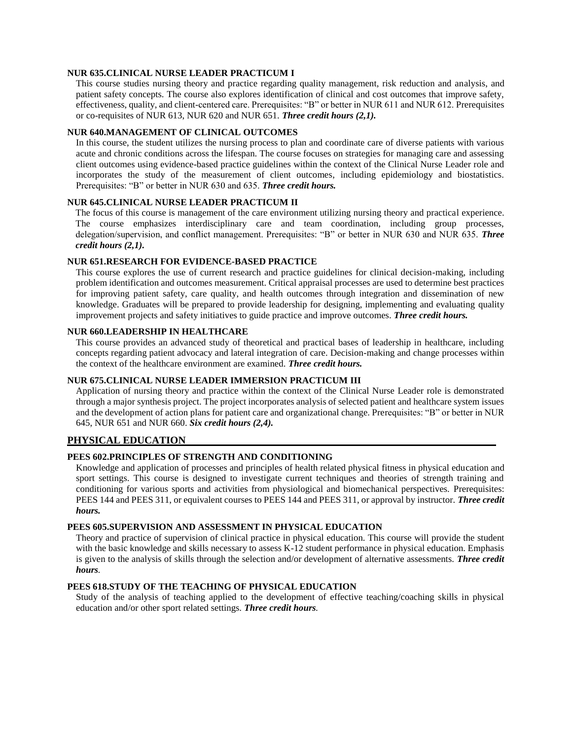#### NUR 635.CLINICAL NURSE LEADER PRACTICUM I

This course studies nursing theory and practice regarding quality management, risk reduction and analysis, and patient safety concepts. The course also explores identification of clinical and cost outcomes that improve safety, effectiveness, quality, and client-centered care. Prerequisites: "B" or better in NUR 611 and NUR 612. Prerequisites or co-requisites of NUR 613, NUR 620 and NUR 651. ***Three credit hours (2,1).***

#### NUR 640.MANAGEMENT OF CLINICAL OUTCOMES

In this course, the student utilizes the nursing process to plan and coordinate care of diverse patients with various acute and chronic conditions across the lifespan. The course focuses on strategies for managing care and assessing client outcomes using evidence-based practice guidelines within the context of the Clinical Nurse Leader role and incorporates the study of the measurement of client outcomes, including epidemiology and biostatistics. Prerequisites: "B" or better in NUR 630 and 635. ***Three credit hours.***

#### NUR 645.CLINICAL NURSE LEADER PRACTICUM II

The focus of this course is management of the care environment utilizing nursing theory and practical experience. The course emphasizes interdisciplinary care and team coordination, including group processes, delegation/supervision, and conflict management. Prerequisites: "B" or better in NUR 630 and NUR 635. ***Three credit hours (2,1).***

#### NUR 651.RESEARCH FOR EVIDENCE-BASED PRACTICE

This course explores the use of current research and practice guidelines for clinical decision-making, including problem identification and outcomes measurement. Critical appraisal processes are used to determine best practices for improving patient safety, care quality, and health outcomes through integration and dissemination of new knowledge. Graduates will be prepared to provide leadership for designing, implementing and evaluating quality improvement projects and safety initiatives to guide practice and improve outcomes. ***Three credit hours.***

#### NUR 660.LEADERSHIP IN HEALTHCARE

This course provides an advanced study of theoretical and practical bases of leadership in healthcare, including concepts regarding patient advocacy and lateral integration of care. Decision-making and change processes within the context of the healthcare environment are examined. ***Three credit hours.***

#### NUR 675.CLINICAL NURSE LEADER IMMERSION PRACTICUM III

Application of nursing theory and practice within the context of the Clinical Nurse Leader role is demonstrated through a major synthesis project. The project incorporates analysis of selected patient and healthcare system issues and the development of action plans for patient care and organizational change. Prerequisites: "B" or better in NUR 645, NUR 651 and NUR 660. ***Six credit hours (2,4).***

### PHYSICAL EDUCATION

#### PEES 602.PRINCIPLES OF STRENGTH AND CONDITIONING

Knowledge and application of processes and principles of health related physical fitness in physical education and sport settings. This course is designed to investigate current techniques and theories of strength training and conditioning for various sports and activities from physiological and biomechanical perspectives. Prerequisites: PEES 144 and PEES 311, or equivalent courses to PEES 144 and PEES 311, or approval by instructor. ***Three credit hours.***

#### PEES 605.SUPERVISION AND ASSESSMENT IN PHYSICAL EDUCATION

Theory and practice of supervision of clinical practice in physical education. This course will provide the student with the basic knowledge and skills necessary to assess K-12 student performance in physical education. Emphasis is given to the analysis of skills through the selection and/or development of alternative assessments. ***Three credit hours.***

#### PEES 618.STUDY OF THE TEACHING OF PHYSICAL EDUCATION

Study of the analysis of teaching applied to the development of effective teaching/coaching skills in physical education and/or other sport related settings. ***Three credit hours.***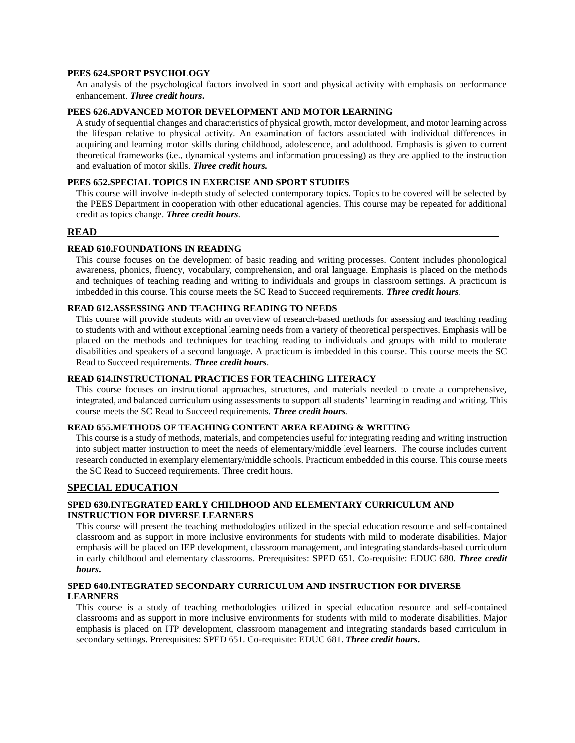**PEES 624.SPORT PSYCHOLOGY**

An analysis of the psychological factors involved in sport and physical activity with emphasis on performance enhancement. ***Three credit hours*.**

**PEES 626.ADVANCED MOTOR DEVELOPMENT AND MOTOR LEARNING**

A study of sequential changes and characteristics of physical growth, motor development, and motor learning across the lifespan relative to physical activity. An examination of factors associated with individual differences in acquiring and learning motor skills during childhood, adolescence, and adulthood. Emphasis is given to current theoretical frameworks (i.e., dynamical systems and information processing) as they are applied to the instruction and evaluation of motor skills. ***Three credit hours.***

**PEES 652.SPECIAL TOPICS IN EXERCISE AND SPORT STUDIES**

This course will involve in-depth study of selected contemporary topics. Topics to be covered will be selected by the PEES Department in cooperation with other educational agencies. This course may be repeated for additional credit as topics change. ***Three credit hours***.

## READ

**READ 610.FOUNDATIONS IN READING**

This course focuses on the development of basic reading and writing processes. Content includes phonological awareness, phonics, fluency, vocabulary, comprehension, and oral language. Emphasis is placed on the methods and techniques of teaching reading and writing to individuals and groups in classroom settings. A practicum is imbedded in this course. This course meets the SC Read to Succeed requirements. ***Three credit hours***.

**READ 612.ASSESSING AND TEACHING READING TO NEEDS**

This course will provide students with an overview of research-based methods for assessing and teaching reading to students with and without exceptional learning needs from a variety of theoretical perspectives. Emphasis will be placed on the methods and techniques for teaching reading to individuals and groups with mild to moderate disabilities and speakers of a second language. A practicum is imbedded in this course. This course meets the SC Read to Succeed requirements. ***Three credit hours***.

**READ 614.INSTRUCTIONAL PRACTICES FOR TEACHING LITERACY**

This course focuses on instructional approaches, structures, and materials needed to create a comprehensive, integrated, and balanced curriculum using assessments to support all students' learning in reading and writing. This course meets the SC Read to Succeed requirements. ***Three credit hours***.

**READ 655.METHODS OF TEACHING CONTENT AREA READING & WRITING**

This course is a study of methods, materials, and competencies useful for integrating reading and writing instruction into subject matter instruction to meet the needs of exemplary elementary/middle level learners. The course includes current research conducted in exemplary elementary/middle schools. Practicum embedded in this course. This course meets the SC Read to Succeed requirements. Three credit hours.

## SPECIAL EDUCATION

**SPED 630.INTEGRATED EARLY CHILDHOOD AND ELEMENTARY CURRICULUM AND INSTRUCTION FOR DIVERSE LEARNERS**

This course will present the teaching methodologies utilized in the special education resource and self-contained classroom and as support in more inclusive environments for students with mild to moderate disabilities. Major emphasis will be placed on IEP development, classroom management, and integrating standards-based curriculum in early childhood and elementary classrooms. Prerequisites: SPED 651. Co-requisite: EDUC 680. ***Three credit hours*.**

**SPED 640.INTEGRATED SECONDARY CURRICULUM AND INSTRUCTION FOR DIVERSE LEARNERS**

This course is a study of teaching methodologies utilized in special education resource and self-contained classrooms and as support in more inclusive environments for students with mild to moderate disabilities. Major emphasis is placed on ITP development, classroom management and integrating standards based curriculum in secondary settings. Prerequisites: SPED 651. Co-requisite: EDUC 681. ***Three credit hours*.**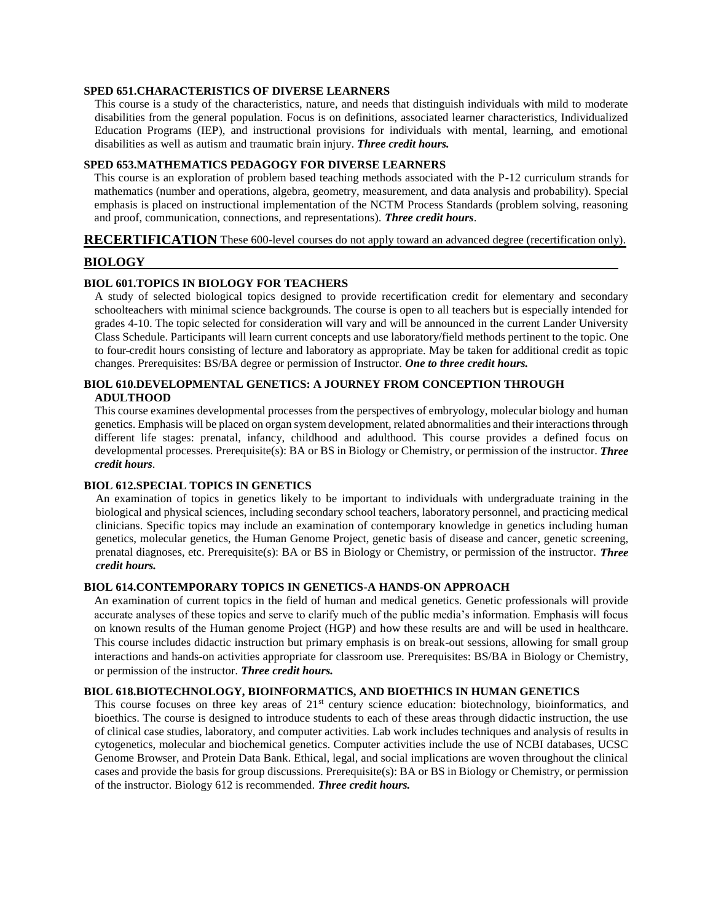**SPED 651.CHARACTERISTICS OF DIVERSE LEARNERS**

This course is a study of the characteristics, nature, and needs that distinguish individuals with mild to moderate disabilities from the general population. Focus is on definitions, associated learner characteristics, Individualized Education Programs (IEP), and instructional provisions for individuals with mental, learning, and emotional disabilities as well as autism and traumatic brain injury. ***Three credit hours.***

**SPED 653.MATHEMATICS PEDAGOGY FOR DIVERSE LEARNERS**

This course is an exploration of problem based teaching methods associated with the P-12 curriculum strands for mathematics (number and operations, algebra, geometry, measurement, and data analysis and probability). Special emphasis is placed on instructional implementation of the NCTM Process Standards (problem solving, reasoning and proof, communication, connections, and representations). ***Three credit hours***.

## RECERTIFICATION

These 600-level courses do not apply toward an advanced degree (recertification only).

### BIOLOGY

**BIOL 601.TOPICS IN BIOLOGY FOR TEACHERS**

A study of selected biological topics designed to provide recertification credit for elementary and secondary schoolteachers with minimal science backgrounds. The course is open to all teachers but is especially intended for grades 4-10. The topic selected for consideration will vary and will be announced in the current Lander University Class Schedule. Participants will learn current concepts and use laboratory/field methods pertinent to the topic. One to four-credit hours consisting of lecture and laboratory as appropriate. May be taken for additional credit as topic changes. Prerequisites: BS/BA degree or permission of Instructor. ***One to three credit hours.***

**BIOL 610.DEVELOPMENTAL GENETICS: A JOURNEY FROM CONCEPTION THROUGH ADULTHOOD**

This course examines developmental processes from the perspectives of embryology, molecular biology and human genetics. Emphasis will be placed on organ system development, related abnormalities and their interactions through different life stages: prenatal, infancy, childhood and adulthood. This course provides a defined focus on developmental processes. Prerequisite(s): BA or BS in Biology or Chemistry, or permission of the instructor. ***Three credit hours***.

**BIOL 612.SPECIAL TOPICS IN GENETICS**

An examination of topics in genetics likely to be important to individuals with undergraduate training in the biological and physical sciences, including secondary school teachers, laboratory personnel, and practicing medical clinicians. Specific topics may include an examination of contemporary knowledge in genetics including human genetics, molecular genetics, the Human Genome Project, genetic basis of disease and cancer, genetic screening, prenatal diagnoses, etc. Prerequisite(s): BA or BS in Biology or Chemistry, or permission of the instructor. ***Three credit hours.***

**BIOL 614.CONTEMPORARY TOPICS IN GENETICS-A HANDS-ON APPROACH**

An examination of current topics in the field of human and medical genetics. Genetic professionals will provide accurate analyses of these topics and serve to clarify much of the public media's information. Emphasis will focus on known results of the Human genome Project (HGP) and how these results are and will be used in healthcare. This course includes didactic instruction but primary emphasis is on break-out sessions, allowing for small group interactions and hands-on activities appropriate for classroom use. Prerequisites: BS/BA in Biology or Chemistry, or permission of the instructor. ***Three credit hours.***

**BIOL 618.BIOTECHNOLOGY, BIOINFORMATICS, AND BIOETHICS IN HUMAN GENETICS**

This course focuses on three key areas of 21st century science education: biotechnology, bioinformatics, and bioethics. The course is designed to introduce students to each of these areas through didactic instruction, the use of clinical case studies, laboratory, and computer activities. Lab work includes techniques and analysis of results in cytogenetics, molecular and biochemical genetics. Computer activities include the use of NCBI databases, UCSC Genome Browser, and Protein Data Bank. Ethical, legal, and social implications are woven throughout the clinical cases and provide the basis for group discussions. Prerequisite(s): BA or BS in Biology or Chemistry, or permission of the instructor. Biology 612 is recommended. ***Three credit hours.***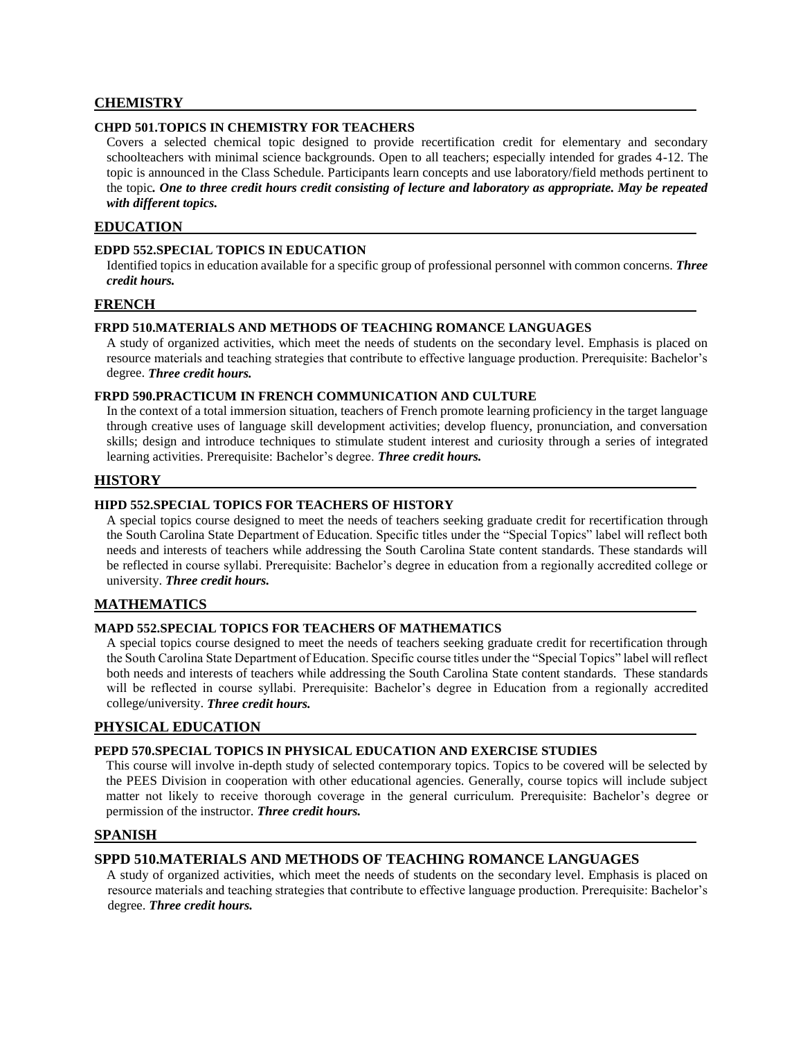## CHEMISTRY

### CHPD 501.TOPICS IN CHEMISTRY FOR TEACHERS

Covers a selected chemical topic designed to provide recertification credit for elementary and secondary schoolteachers with minimal science backgrounds. Open to all teachers; especially intended for grades 4-12. The topic is announced in the Class Schedule. Participants learn concepts and use laboratory/field methods pertinent to the topic*. **One to three credit hours credit consisting of lecture and laboratory as appropriate. May be repeated with different topics.***

## EDUCATION

### EDPD 552.SPECIAL TOPICS IN EDUCATION

Identified topics in education available for a specific group of professional personnel with common concerns. ***Three credit hours.***

## FRENCH

### FRPD 510.MATERIALS AND METHODS OF TEACHING ROMANCE LANGUAGES

A study of organized activities, which meet the needs of students on the secondary level. Emphasis is placed on resource materials and teaching strategies that contribute to effective language production. Prerequisite: Bachelor's degree. ***Three credit hours.***

### FRPD 590.PRACTICUM IN FRENCH COMMUNICATION AND CULTURE

In the context of a total immersion situation, teachers of French promote learning proficiency in the target language through creative uses of language skill development activities; develop fluency, pronunciation, and conversation skills; design and introduce techniques to stimulate student interest and curiosity through a series of integrated learning activities. Prerequisite: Bachelor's degree. ***Three credit hours.***

## HISTORY

### HIPD 552.SPECIAL TOPICS FOR TEACHERS OF HISTORY

A special topics course designed to meet the needs of teachers seeking graduate credit for recertification through the South Carolina State Department of Education. Specific titles under the "Special Topics" label will reflect both needs and interests of teachers while addressing the South Carolina State content standards. These standards will be reflected in course syllabi. Prerequisite: Bachelor's degree in education from a regionally accredited college or university. ***Three credit hours.***

## MATHEMATICS

### MAPD 552.SPECIAL TOPICS FOR TEACHERS OF MATHEMATICS

A special topics course designed to meet the needs of teachers seeking graduate credit for recertification through the South Carolina State Department of Education. Specific course titles under the "Special Topics" label will reflect both needs and interests of teachers while addressing the South Carolina State content standards. These standards will be reflected in course syllabi. Prerequisite: Bachelor's degree in Education from a regionally accredited college/university. ***Three credit hours.***

## PHYSICAL EDUCATION

### PEPD 570.SPECIAL TOPICS IN PHYSICAL EDUCATION AND EXERCISE STUDIES

This course will involve in-depth study of selected contemporary topics. Topics to be covered will be selected by the PEES Division in cooperation with other educational agencies. Generally, course topics will include subject matter not likely to receive thorough coverage in the general curriculum. Prerequisite: Bachelor's degree or permission of the instructor. ***Three credit hours.***

## SPANISH

### SPPD 510.MATERIALS AND METHODS OF TEACHING ROMANCE LANGUAGES

A study of organized activities, which meet the needs of students on the secondary level. Emphasis is placed on resource materials and teaching strategies that contribute to effective language production. Prerequisite: Bachelor's degree. ***Three credit hours.***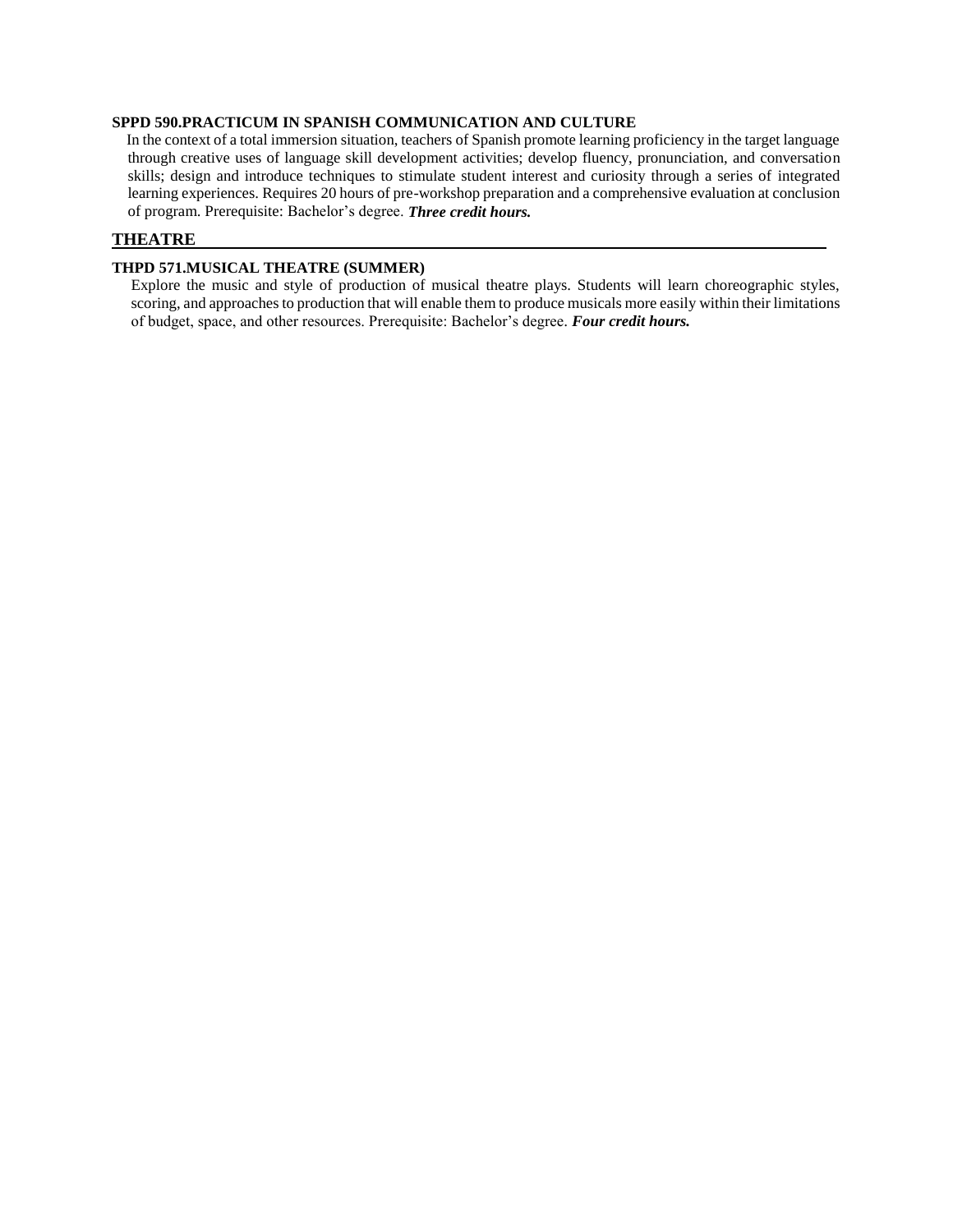**SPPD 590.PRACTICUM IN SPANISH COMMUNICATION AND CULTURE**

In the context of a total immersion situation, teachers of Spanish promote learning proficiency in the target language through creative uses of language skill development activities; develop fluency, pronunciation, and conversation skills; design and introduce techniques to stimulate student interest and curiosity through a series of integrated learning experiences. Requires 20 hours of pre-workshop preparation and a comprehensive evaluation at conclusion of program. Prerequisite: Bachelor's degree. ***Three credit hours.***

## THEATRE

**THPD 571.MUSICAL THEATRE (SUMMER)**

Explore the music and style of production of musical theatre plays. Students will learn choreographic styles, scoring, and approaches to production that will enable them to produce musicals more easily within their limitations of budget, space, and other resources. Prerequisite: Bachelor's degree. ***Four credit hours.***